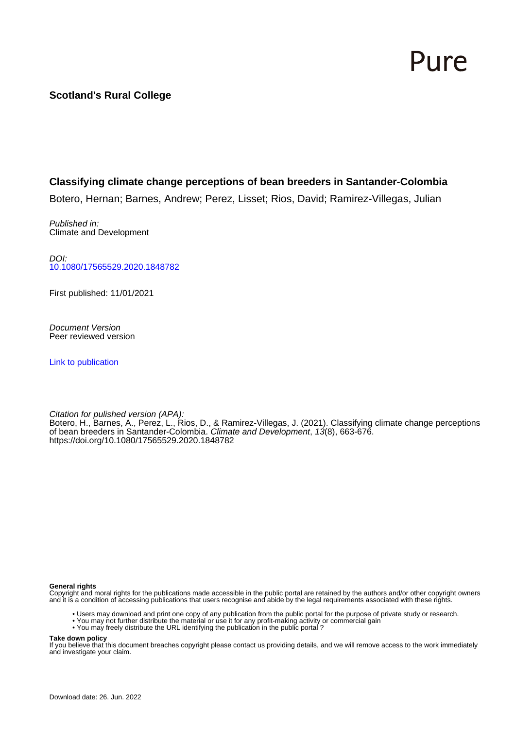Pure

**Scotland's Rural College**

## Classifying climate change perceptions of bean breeders in Santander-Colombia

Botero, Hernan; Barnes, Andrew; Perez, Lisset; Rios, David; Ramirez-Villegas, Julian

*Published in:*
Climate and Development

*DOI:*
10.1080/17565529.2020.1848782

First published: 11/01/2021

*Document Version*
Peer reviewed version

Link to publication

*Citation for pulished version (APA):*
Botero, H., Barnes, A., Perez, L., Rios, D., & Ramirez-Villegas, J. (2021). Classifying climate change perceptions of bean breeders in Santander-Colombia. *Climate and Development*, *13*(8), 663-676. https://doi.org/10.1080/17565529.2020.1848782

**General rights**
Copyright and moral rights for the publications made accessible in the public portal are retained by the authors and/or other copyright owners and it is a condition of accessing publications that users recognise and abide by the legal requirements associated with these rights.

- Users may download and print one copy of any publication from the public portal for the purpose of private study or research.
- You may not further distribute the material or use it for any profit-making activity or commercial gain
- You may freely distribute the URL identifying the publication in the public portal ?

**Take down policy**
If you believe that this document breaches copyright please contact us providing details, and we will remove access to the work immediately and investigate your claim.

Download date: 26. Jun. 2022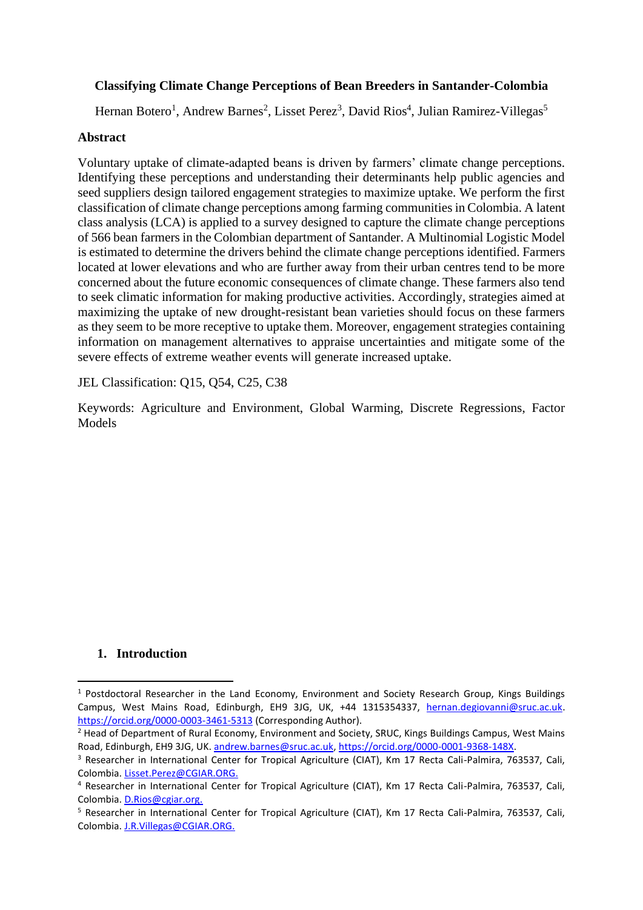**Classifying Climate Change Perceptions of Bean Breeders in Santander-Colombia**

Hernan Botero[1], Andrew Barnes[2], Lisset Perez[3], David Rios[4], Julian Ramirez-Villegas[5]

## Abstract

Voluntary uptake of climate-adapted beans is driven by farmers' climate change perceptions. Identifying these perceptions and understanding their determinants help public agencies and seed suppliers design tailored engagement strategies to maximize uptake. We perform the first classification of climate change perceptions among farming communities in Colombia. A latent class analysis (LCA) is applied to a survey designed to capture the climate change perceptions of 566 bean farmers in the Colombian department of Santander. A Multinomial Logistic Model is estimated to determine the drivers behind the climate change perceptions identified. Farmers located at lower elevations and who are further away from their urban centres tend to be more concerned about the future economic consequences of climate change. These farmers also tend to seek climatic information for making productive activities. Accordingly, strategies aimed at maximizing the uptake of new drought-resistant bean varieties should focus on these farmers as they seem to be more receptive to uptake them. Moreover, engagement strategies containing information on management alternatives to appraise uncertainties and mitigate some of the severe effects of extreme weather events will generate increased uptake.

JEL Classification: Q15, Q54, C25, C38

Keywords: Agriculture and Environment, Global Warming, Discrete Regressions, Factor Models

## 1. Introduction

[1] Postdoctoral Researcher in the Land Economy, Environment and Society Research Group, Kings Buildings Campus, West Mains Road, Edinburgh, EH9 3JG, UK, +44 1315354337, hernan.degiovanni@sruc.ac.uk. https://orcid.org/0000-0003-3461-5313 (Corresponding Author).

[2] Head of Department of Rural Economy, Environment and Society, SRUC, Kings Buildings Campus, West Mains Road, Edinburgh, EH9 3JG, UK. andrew.barnes@sruc.ac.uk, https://orcid.org/0000-0001-9368-148X.

[3] Researcher in International Center for Tropical Agriculture (CIAT), Km 17 Recta Cali-Palmira, 763537, Cali, Colombia. Lisset.Perez@CGIAR.ORG.

[4] Researcher in International Center for Tropical Agriculture (CIAT), Km 17 Recta Cali-Palmira, 763537, Cali, Colombia. D.Rios@cgiar.org.

[5] Researcher in International Center for Tropical Agriculture (CIAT), Km 17 Recta Cali-Palmira, 763537, Cali, Colombia. J.R.Villegas@CGIAR.ORG.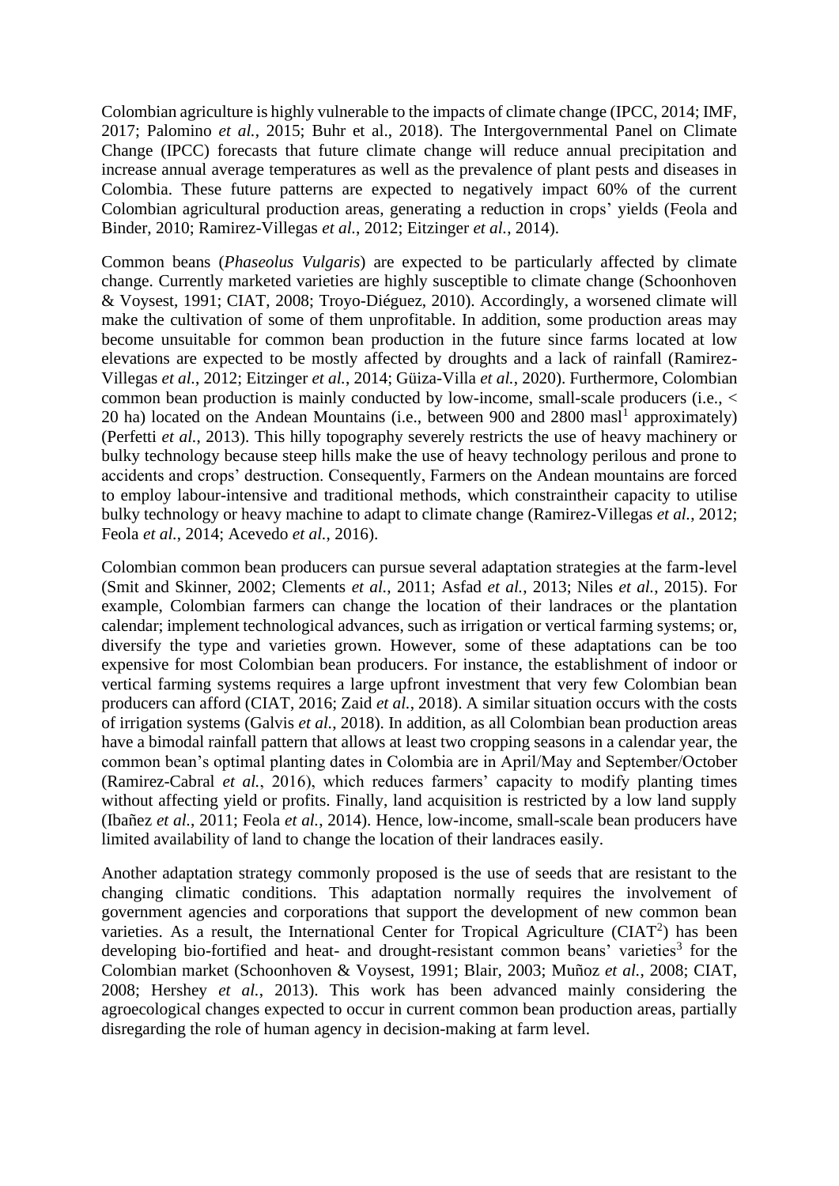Colombian agriculture is highly vulnerable to the impacts of climate change (IPCC, 2014; IMF, 2017; Palomino *et al.*, 2015; Buhr et al., 2018). The Intergovernmental Panel on Climate Change (IPCC) forecasts that future climate change will reduce annual precipitation and increase annual average temperatures as well as the prevalence of plant pests and diseases in Colombia. These future patterns are expected to negatively impact 60% of the current Colombian agricultural production areas, generating a reduction in crops' yields (Feola and Binder, 2010; Ramirez-Villegas *et al.*, 2012; Eitzinger *et al.*, 2014).

Common beans (*Phaseolus Vulgaris*) are expected to be particularly affected by climate change. Currently marketed varieties are highly susceptible to climate change (Schoonhoven & Voysest, 1991; CIAT, 2008; Troyo-Diéguez, 2010). Accordingly, a worsened climate will make the cultivation of some of them unprofitable. In addition, some production areas may become unsuitable for common bean production in the future since farms located at low elevations are expected to be mostly affected by droughts and a lack of rainfall (Ramirez-Villegas *et al.*, 2012; Eitzinger *et al.*, 2014; Güiza-Villa *et al.*, 2020). Furthermore, Colombian common bean production is mainly conducted by low-income, small-scale producers (i.e., < 20 ha) located on the Andean Mountains (i.e., between 900 and 2800 masl[1] approximately) (Perfetti *et al.*, 2013). This hilly topography severely restricts the use of heavy machinery or bulky technology because steep hills make the use of heavy technology perilous and prone to accidents and crops' destruction. Consequently, Farmers on the Andean mountains are forced to employ labour-intensive and traditional methods, which constraintheir capacity to utilise bulky technology or heavy machine to adapt to climate change (Ramirez-Villegas *et al.*, 2012; Feola *et al.*, 2014; Acevedo *et al.*, 2016).

Colombian common bean producers can pursue several adaptation strategies at the farm-level (Smit and Skinner, 2002; Clements *et al.*, 2011; Asfad *et al.*, 2013; Niles *et al.*, 2015). For example, Colombian farmers can change the location of their landraces or the plantation calendar; implement technological advances, such as irrigation or vertical farming systems; or, diversify the type and varieties grown. However, some of these adaptations can be too expensive for most Colombian bean producers. For instance, the establishment of indoor or vertical farming systems requires a large upfront investment that very few Colombian bean producers can afford (CIAT, 2016; Zaid *et al.*, 2018). A similar situation occurs with the costs of irrigation systems (Galvis *et al.*, 2018). In addition, as all Colombian bean production areas have a bimodal rainfall pattern that allows at least two cropping seasons in a calendar year, the common bean's optimal planting dates in Colombia are in April/May and September/October (Ramirez-Cabral *et al.*, 2016), which reduces farmers' capacity to modify planting times without affecting yield or profits. Finally, land acquisition is restricted by a low land supply (Ibañez *et al.*, 2011; Feola *et al.*, 2014). Hence, low-income, small-scale bean producers have limited availability of land to change the location of their landraces easily.

Another adaptation strategy commonly proposed is the use of seeds that are resistant to the changing climatic conditions. This adaptation normally requires the involvement of government agencies and corporations that support the development of new common bean varieties. As a result, the International Center for Tropical Agriculture (CIAT[2]) has been developing bio-fortified and heat- and drought-resistant common beans' varieties[3] for the Colombian market (Schoonhoven & Voysest, 1991; Blair, 2003; Muñoz *et al.*, 2008; CIAT, 2008; Hershey *et al.*, 2013). This work has been advanced mainly considering the agroecological changes expected to occur in current common bean production areas, partially disregarding the role of human agency in decision-making at farm level.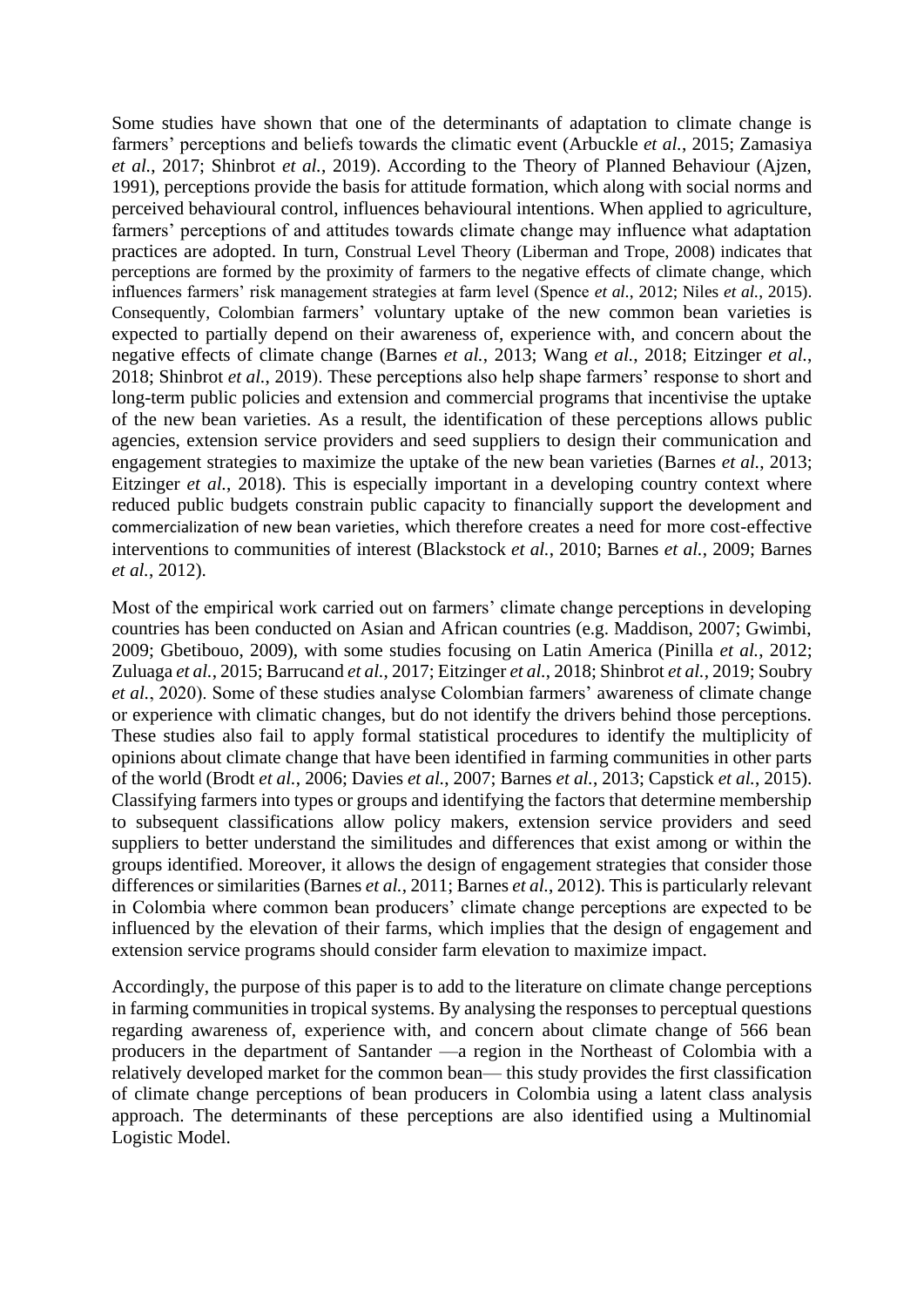Some studies have shown that one of the determinants of adaptation to climate change is farmers' perceptions and beliefs towards the climatic event (Arbuckle *et al.*, 2015; Zamasiya *et al.*, 2017; Shinbrot *et al.*, 2019). According to the Theory of Planned Behaviour (Ajzen, 1991), perceptions provide the basis for attitude formation, which along with social norms and perceived behavioural control, influences behavioural intentions. When applied to agriculture, farmers' perceptions of and attitudes towards climate change may influence what adaptation practices are adopted. In turn, Construal Level Theory (Liberman and Trope, 2008) indicates that perceptions are formed by the proximity of farmers to the negative effects of climate change, which influences farmers' risk management strategies at farm level (Spence *et al.*, 2012; Niles *et al.*, 2015). Consequently, Colombian farmers' voluntary uptake of the new common bean varieties is expected to partially depend on their awareness of, experience with, and concern about the negative effects of climate change (Barnes *et al.*, 2013; Wang *et al.*, 2018; Eitzinger *et al.*, 2018; Shinbrot *et al.*, 2019). These perceptions also help shape farmers' response to short and long-term public policies and extension and commercial programs that incentivise the uptake of the new bean varieties. As a result, the identification of these perceptions allows public agencies, extension service providers and seed suppliers to design their communication and engagement strategies to maximize the uptake of the new bean varieties (Barnes *et al.*, 2013; Eitzinger *et al.*, 2018). This is especially important in a developing country context where reduced public budgets constrain public capacity to financially support the development and commercialization of new bean varieties, which therefore creates a need for more cost-effective interventions to communities of interest (Blackstock *et al.*, 2010; Barnes *et al.*, 2009; Barnes *et al.*, 2012).

Most of the empirical work carried out on farmers' climate change perceptions in developing countries has been conducted on Asian and African countries (e.g. Maddison, 2007; Gwimbi, 2009; Gbetibouo, 2009), with some studies focusing on Latin America (Pinilla *et al.*, 2012; Zuluaga *et al.*, 2015; Barrucand *et al.*, 2017; Eitzinger *et al.*, 2018; Shinbrot *et al.*, 2019; Soubry *et al.*, 2020). Some of these studies analyse Colombian farmers' awareness of climate change or experience with climatic changes, but do not identify the drivers behind those perceptions. These studies also fail to apply formal statistical procedures to identify the multiplicity of opinions about climate change that have been identified in farming communities in other parts of the world (Brodt *et al.*, 2006; Davies *et al.*, 2007; Barnes *et al.*, 2013; Capstick *et al.*, 2015). Classifying farmers into types or groups and identifying the factors that determine membership to subsequent classifications allow policy makers, extension service providers and seed suppliers to better understand the similitudes and differences that exist among or within the groups identified. Moreover, it allows the design of engagement strategies that consider those differences or similarities (Barnes *et al.*, 2011; Barnes *et al.*, 2012). This is particularly relevant in Colombia where common bean producers' climate change perceptions are expected to be influenced by the elevation of their farms, which implies that the design of engagement and extension service programs should consider farm elevation to maximize impact.

Accordingly, the purpose of this paper is to add to the literature on climate change perceptions in farming communities in tropical systems. By analysing the responses to perceptual questions regarding awareness of, experience with, and concern about climate change of 566 bean producers in the department of Santander —a region in the Northeast of Colombia with a relatively developed market for the common bean— this study provides the first classification of climate change perceptions of bean producers in Colombia using a latent class analysis approach. The determinants of these perceptions are also identified using a Multinomial Logistic Model.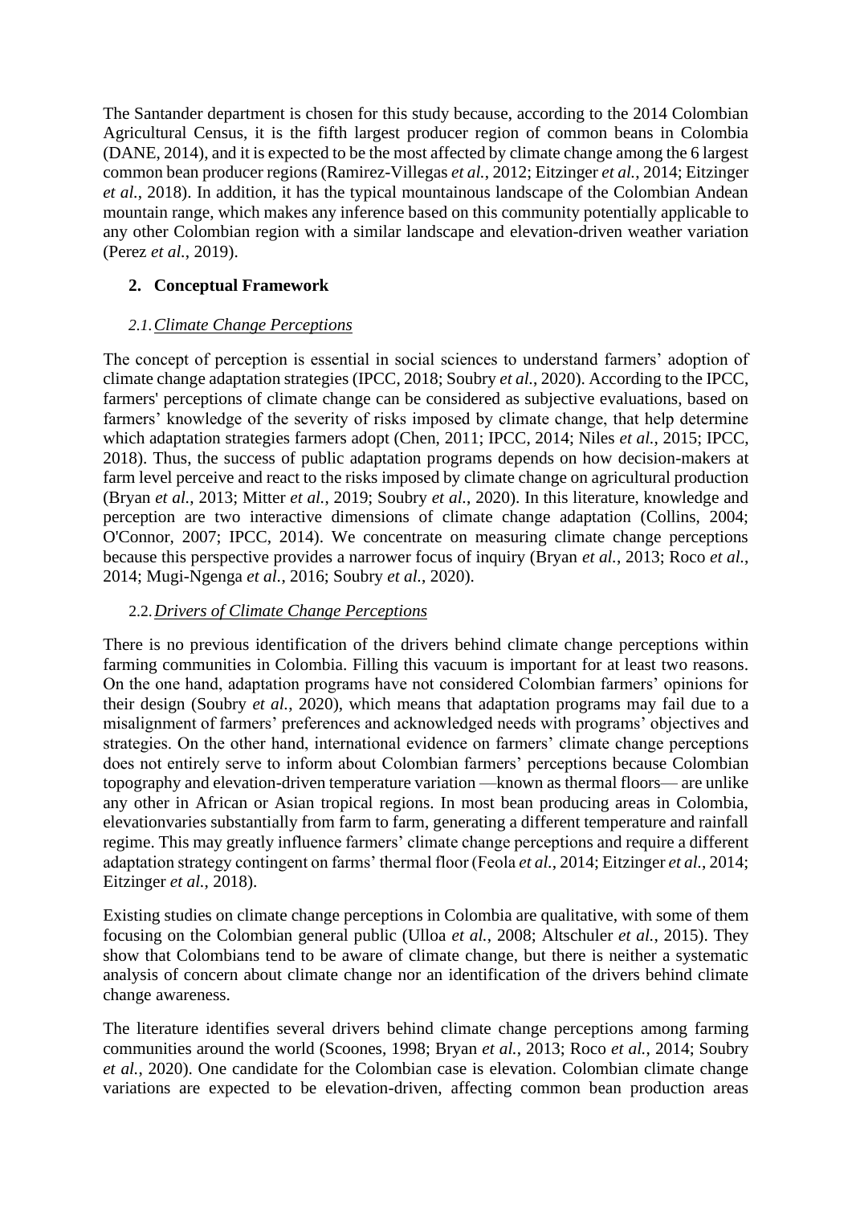The Santander department is chosen for this study because, according to the 2014 Colombian Agricultural Census, it is the fifth largest producer region of common beans in Colombia (DANE, 2014), and it is expected to be the most affected by climate change among the 6 largest common bean producer regions (Ramirez-Villegas *et al.*, 2012; Eitzinger *et al.*, 2014; Eitzinger *et al.*, 2018). In addition, it has the typical mountainous landscape of the Colombian Andean mountain range, which makes any inference based on this community potentially applicable to any other Colombian region with a similar landscape and elevation-driven weather variation (Perez *et al.*, 2019).

## 2. Conceptual Framework

### 2.1. *Climate Change Perceptions*

The concept of perception is essential in social sciences to understand farmers' adoption of climate change adaptation strategies (IPCC, 2018; Soubry *et al.*, 2020). According to the IPCC, farmers' perceptions of climate change can be considered as subjective evaluations, based on farmers' knowledge of the severity of risks imposed by climate change, that help determine which adaptation strategies farmers adopt (Chen, 2011; IPCC, 2014; Niles *et al.*, 2015; IPCC, 2018). Thus, the success of public adaptation programs depends on how decision-makers at farm level perceive and react to the risks imposed by climate change on agricultural production (Bryan *et al.*, 2013; Mitter *et al.*, 2019; Soubry *et al.*, 2020). In this literature, knowledge and perception are two interactive dimensions of climate change adaptation (Collins, 2004; O'Connor, 2007; IPCC, 2014). We concentrate on measuring climate change perceptions because this perspective provides a narrower focus of inquiry (Bryan *et al.*, 2013; Roco *et al.*, 2014; Mugi-Ngenga *et al.*, 2016; Soubry *et al.*, 2020).

### 2.2. *Drivers of Climate Change Perceptions*

There is no previous identification of the drivers behind climate change perceptions within farming communities in Colombia. Filling this vacuum is important for at least two reasons. On the one hand, adaptation programs have not considered Colombian farmers' opinions for their design (Soubry *et al.*, 2020), which means that adaptation programs may fail due to a misalignment of farmers' preferences and acknowledged needs with programs' objectives and strategies. On the other hand, international evidence on farmers' climate change perceptions does not entirely serve to inform about Colombian farmers' perceptions because Colombian topography and elevation-driven temperature variation —known as thermal floors— are unlike any other in African or Asian tropical regions. In most bean producing areas in Colombia, elevationvaries substantially from farm to farm, generating a different temperature and rainfall regime. This may greatly influence farmers' climate change perceptions and require a different adaptation strategy contingent on farms' thermal floor (Feola *et al.*, 2014; Eitzinger *et al.*, 2014; Eitzinger *et al.*, 2018).

Existing studies on climate change perceptions in Colombia are qualitative, with some of them focusing on the Colombian general public (Ulloa *et al.*, 2008; Altschuler *et al.*, 2015). They show that Colombians tend to be aware of climate change, but there is neither a systematic analysis of concern about climate change nor an identification of the drivers behind climate change awareness.

The literature identifies several drivers behind climate change perceptions among farming communities around the world (Scoones, 1998; Bryan *et al.*, 2013; Roco *et al.*, 2014; Soubry *et al.*, 2020). One candidate for the Colombian case is elevation. Colombian climate change variations are expected to be elevation-driven, affecting common bean production areas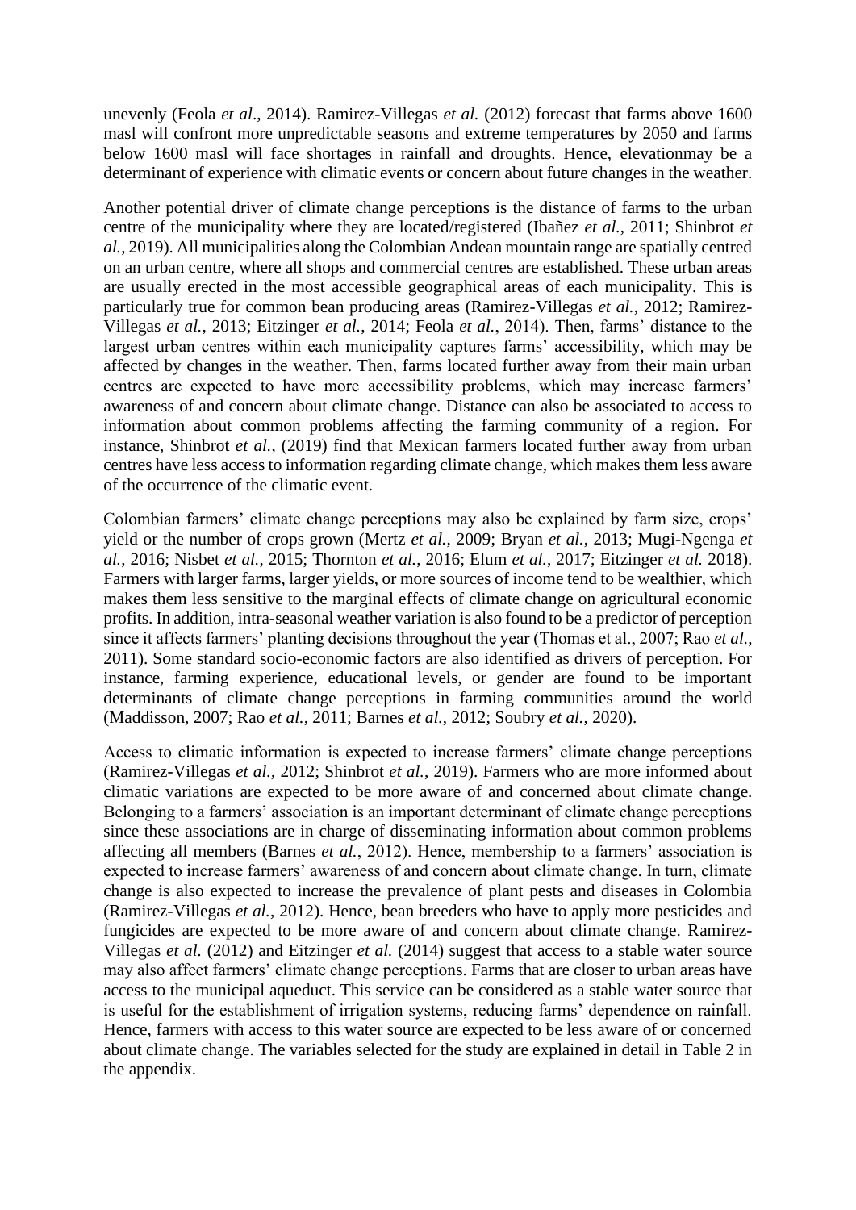unevenly (Feola *et al*., 2014). Ramirez-Villegas *et al.* (2012) forecast that farms above 1600 masl will confront more unpredictable seasons and extreme temperatures by 2050 and farms below 1600 masl will face shortages in rainfall and droughts. Hence, elevationmay be a determinant of experience with climatic events or concern about future changes in the weather.

Another potential driver of climate change perceptions is the distance of farms to the urban centre of the municipality where they are located/registered (Ibañez *et al.*, 2011; Shinbrot *et al.*, 2019). All municipalities along the Colombian Andean mountain range are spatially centred on an urban centre, where all shops and commercial centres are established. These urban areas are usually erected in the most accessible geographical areas of each municipality. This is particularly true for common bean producing areas (Ramirez-Villegas *et al.*, 2012; Ramirez-Villegas *et al.*, 2013; Eitzinger *et al.*, 2014; Feola *et al.*, 2014). Then, farms' distance to the largest urban centres within each municipality captures farms' accessibility, which may be affected by changes in the weather. Then, farms located further away from their main urban centres are expected to have more accessibility problems, which may increase farmers' awareness of and concern about climate change. Distance can also be associated to access to information about common problems affecting the farming community of a region. For instance, Shinbrot *et al.,* (2019) find that Mexican farmers located further away from urban centres have less access to information regarding climate change, which makes them less aware of the occurrence of the climatic event.

Colombian farmers' climate change perceptions may also be explained by farm size, crops' yield or the number of crops grown (Mertz *et al.*, 2009; Bryan *et al.*, 2013; Mugi-Ngenga *et al.*, 2016; Nisbet *et al.*, 2015; Thornton *et al.*, 2016; Elum *et al.*, 2017; Eitzinger *et al.* 2018). Farmers with larger farms, larger yields, or more sources of income tend to be wealthier, which makes them less sensitive to the marginal effects of climate change on agricultural economic profits. In addition, intra-seasonal weather variation is also found to be a predictor of perception since it affects farmers' planting decisions throughout the year (Thomas et al., 2007; Rao *et al.*, 2011). Some standard socio-economic factors are also identified as drivers of perception. For instance, farming experience, educational levels, or gender are found to be important determinants of climate change perceptions in farming communities around the world (Maddisson, 2007; Rao *et al.*, 2011; Barnes *et al.*, 2012; Soubry *et al.*, 2020).

Access to climatic information is expected to increase farmers' climate change perceptions (Ramirez-Villegas *et al.,* 2012; Shinbrot *et al.*, 2019). Farmers who are more informed about climatic variations are expected to be more aware of and concerned about climate change. Belonging to a farmers' association is an important determinant of climate change perceptions since these associations are in charge of disseminating information about common problems affecting all members (Barnes *et al.*, 2012). Hence, membership to a farmers' association is expected to increase farmers' awareness of and concern about climate change. In turn, climate change is also expected to increase the prevalence of plant pests and diseases in Colombia (Ramirez-Villegas *et al.*, 2012). Hence, bean breeders who have to apply more pesticides and fungicides are expected to be more aware of and concern about climate change. Ramirez-Villegas *et al.* (2012) and Eitzinger *et al.* (2014) suggest that access to a stable water source may also affect farmers' climate change perceptions. Farms that are closer to urban areas have access to the municipal aqueduct. This service can be considered as a stable water source that is useful for the establishment of irrigation systems, reducing farms' dependence on rainfall. Hence, farmers with access to this water source are expected to be less aware of or concerned about climate change. The variables selected for the study are explained in detail in Table 2 in the appendix.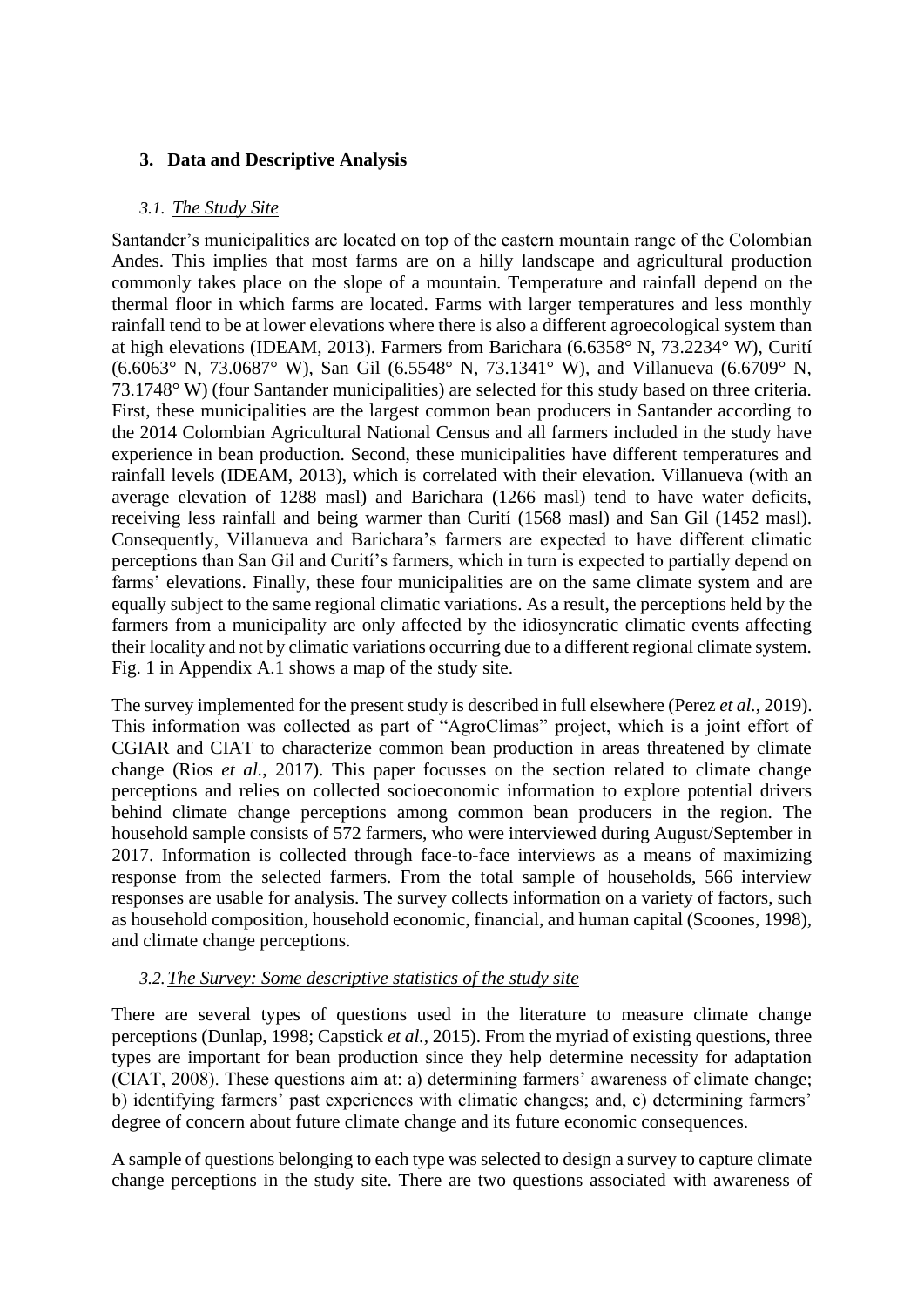## 3. Data and Descriptive Analysis

### 3.1. *The Study Site*

Santander's municipalities are located on top of the eastern mountain range of the Colombian Andes. This implies that most farms are on a hilly landscape and agricultural production commonly takes place on the slope of a mountain. Temperature and rainfall depend on the thermal floor in which farms are located. Farms with larger temperatures and less monthly rainfall tend to be at lower elevations where there is also a different agroecological system than at high elevations (IDEAM, 2013). Farmers from Barichara (6.6358° N, 73.2234° W), Curití (6.6063° N, 73.0687° W), San Gil (6.5548° N, 73.1341° W), and Villanueva (6.6709° N, 73.1748° W) (four Santander municipalities) are selected for this study based on three criteria. First, these municipalities are the largest common bean producers in Santander according to the 2014 Colombian Agricultural National Census and all farmers included in the study have experience in bean production. Second, these municipalities have different temperatures and rainfall levels (IDEAM, 2013), which is correlated with their elevation. Villanueva (with an average elevation of 1288 masl) and Barichara (1266 masl) tend to have water deficits, receiving less rainfall and being warmer than Curití (1568 masl) and San Gil (1452 masl). Consequently, Villanueva and Barichara's farmers are expected to have different climatic perceptions than San Gil and Curití's farmers, which in turn is expected to partially depend on farms' elevations. Finally, these four municipalities are on the same climate system and are equally subject to the same regional climatic variations. As a result, the perceptions held by the farmers from a municipality are only affected by the idiosyncratic climatic events affecting their locality and not by climatic variations occurring due to a different regional climate system. Fig. 1 in Appendix A.1 shows a map of the study site.

The survey implemented for the present study is described in full elsewhere (Perez *et al.*, 2019). This information was collected as part of "AgroClimas" project, which is a joint effort of CGIAR and CIAT to characterize common bean production in areas threatened by climate change (Rios *et al.*, 2017). This paper focusses on the section related to climate change perceptions and relies on collected socioeconomic information to explore potential drivers behind climate change perceptions among common bean producers in the region. The household sample consists of 572 farmers, who were interviewed during August/September in 2017. Information is collected through face-to-face interviews as a means of maximizing response from the selected farmers. From the total sample of households, 566 interview responses are usable for analysis. The survey collects information on a variety of factors, such as household composition, household economic, financial, and human capital (Scoones, 1998), and climate change perceptions.

### 3.2. *The Survey: Some descriptive statistics of the study site*

There are several types of questions used in the literature to measure climate change perceptions (Dunlap, 1998; Capstick *et al.*, 2015). From the myriad of existing questions, three types are important for bean production since they help determine necessity for adaptation (CIAT, 2008). These questions aim at: a) determining farmers' awareness of climate change; b) identifying farmers' past experiences with climatic changes; and, c) determining farmers' degree of concern about future climate change and its future economic consequences.

A sample of questions belonging to each type was selected to design a survey to capture climate change perceptions in the study site. There are two questions associated with awareness of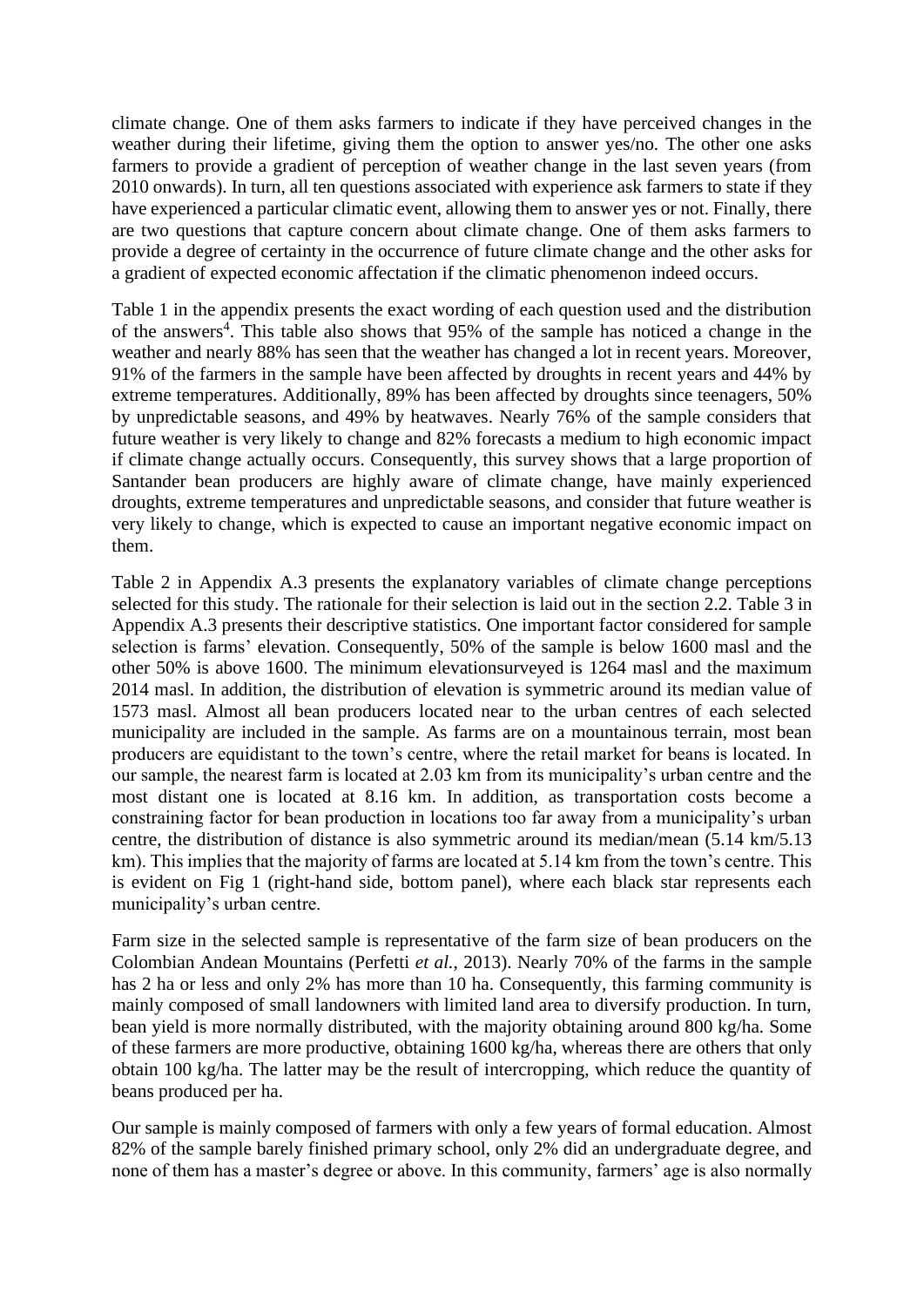climate change. One of them asks farmers to indicate if they have perceived changes in the weather during their lifetime, giving them the option to answer yes/no. The other one asks farmers to provide a gradient of perception of weather change in the last seven years (from 2010 onwards). In turn, all ten questions associated with experience ask farmers to state if they have experienced a particular climatic event, allowing them to answer yes or not. Finally, there are two questions that capture concern about climate change. One of them asks farmers to provide a degree of certainty in the occurrence of future climate change and the other asks for a gradient of expected economic affectation if the climatic phenomenon indeed occurs.

Table 1 in the appendix presents the exact wording of each question used and the distribution of the answers[4]. This table also shows that 95% of the sample has noticed a change in the weather and nearly 88% has seen that the weather has changed a lot in recent years. Moreover, 91% of the farmers in the sample have been affected by droughts in recent years and 44% by extreme temperatures. Additionally, 89% has been affected by droughts since teenagers, 50% by unpredictable seasons, and 49% by heatwaves. Nearly 76% of the sample considers that future weather is very likely to change and 82% forecasts a medium to high economic impact if climate change actually occurs. Consequently, this survey shows that a large proportion of Santander bean producers are highly aware of climate change, have mainly experienced droughts, extreme temperatures and unpredictable seasons, and consider that future weather is very likely to change, which is expected to cause an important negative economic impact on them.

Table 2 in Appendix A.3 presents the explanatory variables of climate change perceptions selected for this study. The rationale for their selection is laid out in the section 2.2. Table 3 in Appendix A.3 presents their descriptive statistics. One important factor considered for sample selection is farms' elevation. Consequently, 50% of the sample is below 1600 masl and the other 50% is above 1600. The minimum elevationsurveyed is 1264 masl and the maximum 2014 masl. In addition, the distribution of elevation is symmetric around its median value of 1573 masl. Almost all bean producers located near to the urban centres of each selected municipality are included in the sample. As farms are on a mountainous terrain, most bean producers are equidistant to the town's centre, where the retail market for beans is located. In our sample, the nearest farm is located at 2.03 km from its municipality's urban centre and the most distant one is located at 8.16 km. In addition, as transportation costs become a constraining factor for bean production in locations too far away from a municipality's urban centre, the distribution of distance is also symmetric around its median/mean (5.14 km/5.13 km). This implies that the majority of farms are located at 5.14 km from the town's centre. This is evident on Fig 1 (right-hand side, bottom panel), where each black star represents each municipality's urban centre.

Farm size in the selected sample is representative of the farm size of bean producers on the Colombian Andean Mountains (Perfetti *et al.*, 2013). Nearly 70% of the farms in the sample has 2 ha or less and only 2% has more than 10 ha. Consequently, this farming community is mainly composed of small landowners with limited land area to diversify production. In turn, bean yield is more normally distributed, with the majority obtaining around 800 kg/ha. Some of these farmers are more productive, obtaining 1600 kg/ha, whereas there are others that only obtain 100 kg/ha. The latter may be the result of intercropping, which reduce the quantity of beans produced per ha.

Our sample is mainly composed of farmers with only a few years of formal education. Almost 82% of the sample barely finished primary school, only 2% did an undergraduate degree, and none of them has a master's degree or above. In this community, farmers' age is also normally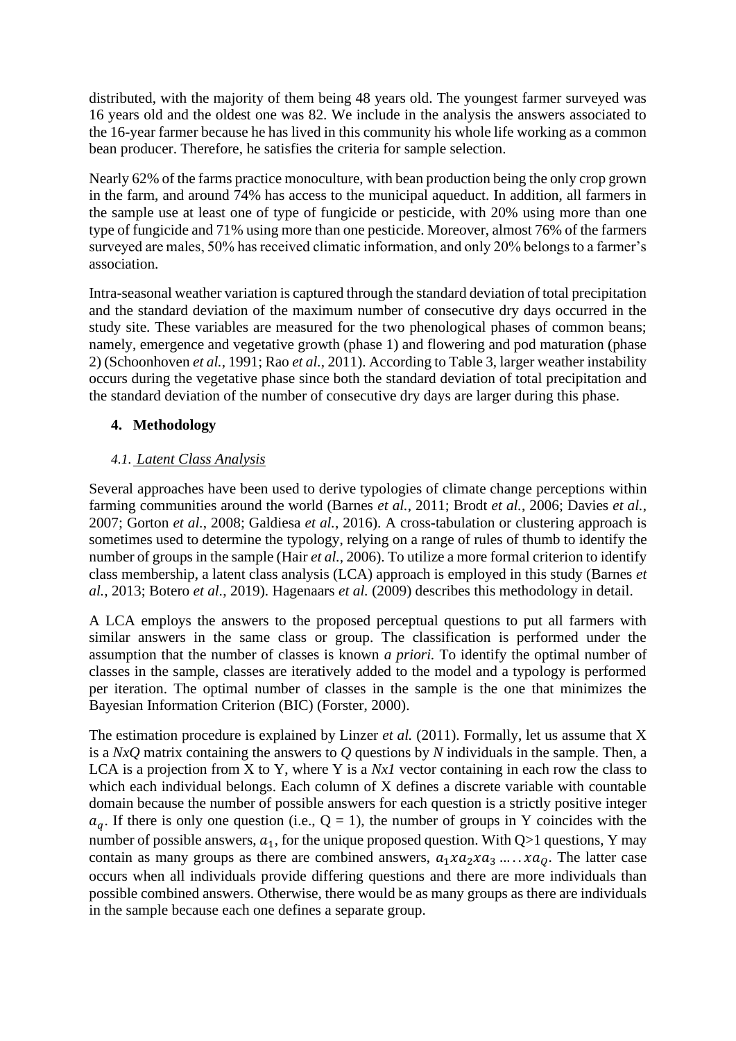distributed, with the majority of them being 48 years old. The youngest farmer surveyed was 16 years old and the oldest one was 82. We include in the analysis the answers associated to the 16-year farmer because he has lived in this community his whole life working as a common bean producer. Therefore, he satisfies the criteria for sample selection.

Nearly 62% of the farms practice monoculture, with bean production being the only crop grown in the farm, and around 74% has access to the municipal aqueduct. In addition, all farmers in the sample use at least one of type of fungicide or pesticide, with 20% using more than one type of fungicide and 71% using more than one pesticide. Moreover, almost 76% of the farmers surveyed are males, 50% has received climatic information, and only 20% belongs to a farmer's association.

Intra-seasonal weather variation is captured through the standard deviation of total precipitation and the standard deviation of the maximum number of consecutive dry days occurred in the study site. These variables are measured for the two phenological phases of common beans; namely, emergence and vegetative growth (phase 1) and flowering and pod maturation (phase 2) (Schoonhoven *et al.*, 1991; Rao *et al.*, 2011). According to Table 3, larger weather instability occurs during the vegetative phase since both the standard deviation of total precipitation and the standard deviation of the number of consecutive dry days are larger during this phase.

## 4. Methodology

### *4.1. Latent Class Analysis*

Several approaches have been used to derive typologies of climate change perceptions within farming communities around the world (Barnes *et al.*, 2011; Brodt *et al.*, 2006; Davies *et al.*, 2007; Gorton *et al.*, 2008; Galdiesa *et al.*, 2016). A cross-tabulation or clustering approach is sometimes used to determine the typology, relying on a range of rules of thumb to identify the number of groups in the sample (Hair *et al.*, 2006). To utilize a more formal criterion to identify class membership, a latent class analysis (LCA) approach is employed in this study (Barnes *et al.*, 2013; Botero *et al.*, 2019). Hagenaars *et al.* (2009) describes this methodology in detail.

A LCA employs the answers to the proposed perceptual questions to put all farmers with similar answers in the same class or group. The classification is performed under the assumption that the number of classes is known *a priori.* To identify the optimal number of classes in the sample, classes are iteratively added to the model and a typology is performed per iteration. The optimal number of classes in the sample is the one that minimizes the Bayesian Information Criterion (BIC) (Forster, 2000).

The estimation procedure is explained by Linzer *et al.* (2011). Formally, let us assume that X is a *NxQ* matrix containing the answers to *Q* questions by *N* individuals in the sample. Then, a LCA is a projection from X to Y, where Y is a *Nx1* vector containing in each row the class to which each individual belongs. Each column of X defines a discrete variable with countable domain because the number of possible answers for each question is a strictly positive integer $a_q$. If there is only one question (i.e., Q = 1), the number of groups in Y coincides with the number of possible answers, $a_1$, for the unique proposed question. With Q>1 questions, Y may contain as many groups as there are combined answers, $a_1 x a_2 x a_3 \ldots\ldots x a_Q$. The latter case occurs when all individuals provide differing questions and there are more individuals than possible combined answers. Otherwise, there would be as many groups as there are individuals in the sample because each one defines a separate group.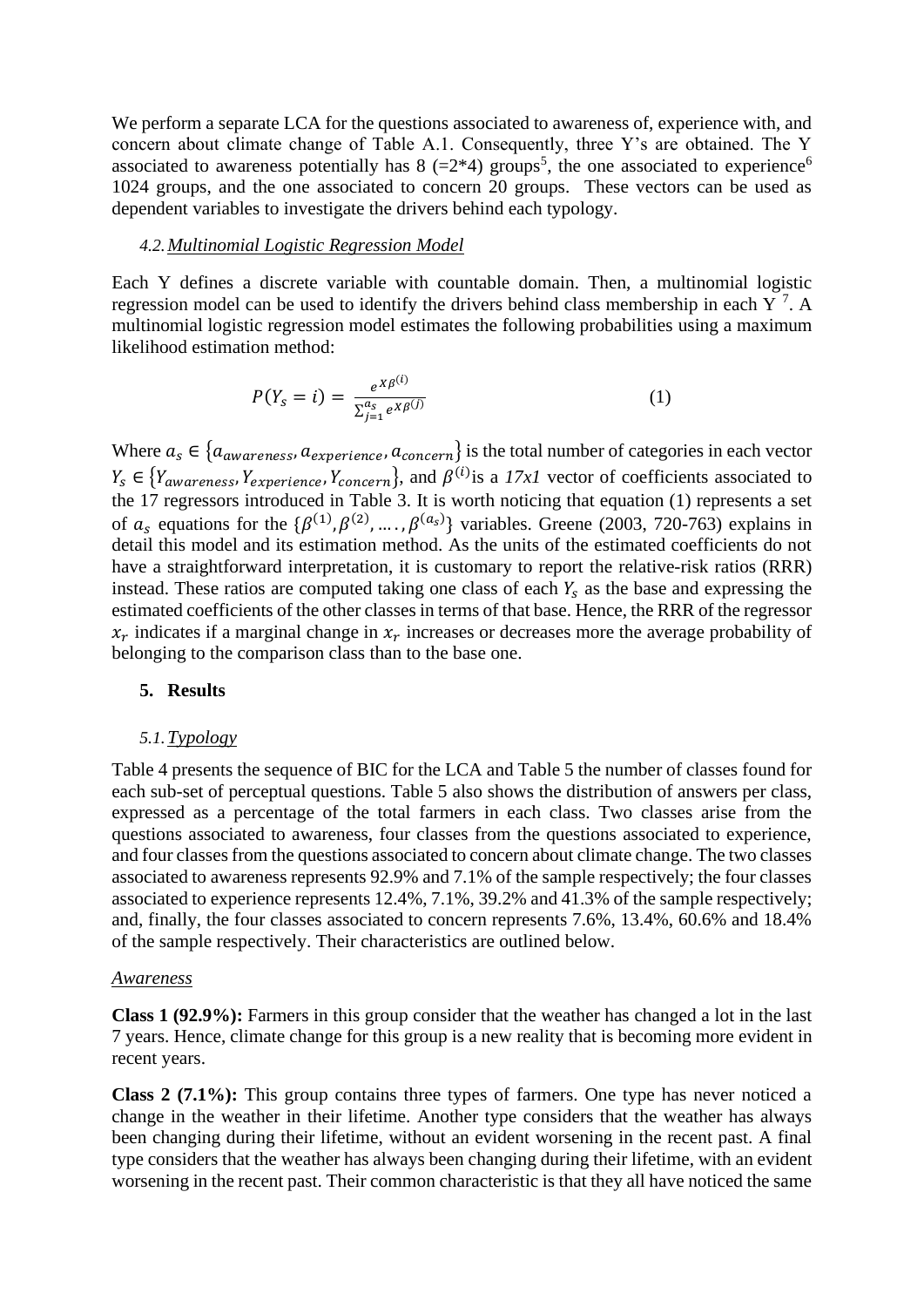We perform a separate LCA for the questions associated to awareness of, experience with, and concern about climate change of Table A.1. Consequently, three Y's are obtained. The Y associated to awareness potentially has 8 (=2*4) groups[5], the one associated to experience[6] 1024 groups, and the one associated to concern 20 groups. These vectors can be used as dependent variables to investigate the drivers behind each typology.

### 4.2. Multinomial Logistic Regression Model

Each Y defines a discrete variable with countable domain. Then, a multinomial logistic regression model can be used to identify the drivers behind class membership in each Y [7]. A multinomial logistic regression model estimates the following probabilities using a maximum likelihood estimation method:

$$P(Y_s = i) = \frac{e^{X\beta^{(i)}}}{\sum_{j=1}^{a_s} e^{X\beta^{(j)}}} \qquad (1)$$

Where $a_s \in \{a_{awareness}, a_{experience}, a_{concern}\}$ is the total number of categories in each vector $Y_s \in \{Y_{awareness}, Y_{experience}, Y_{concern}\}$, and $\beta^{(i)}$is a *17x1* vector of coefficients associated to the 17 regressors introduced in Table 3. It is worth noticing that equation (1) represents a set of $a_s$ equations for the $\{\beta^{(1)}, \beta^{(2)}, \ldots, \beta^{(a_s)}\}$ variables. Greene (2003, 720-763) explains in detail this model and its estimation method. As the units of the estimated coefficients do not have a straightforward interpretation, it is customary to report the relative-risk ratios (RRR) instead. These ratios are computed taking one class of each $Y_s$ as the base and expressing the estimated coefficients of the other classes in terms of that base. Hence, the RRR of the regressor $x_r$ indicates if a marginal change in $x_r$ increases or decreases more the average probability of belonging to the comparison class than to the base one.

## 5. Results

### 5.1. Typology

Table 4 presents the sequence of BIC for the LCA and Table 5 the number of classes found for each sub-set of perceptual questions. Table 5 also shows the distribution of answers per class, expressed as a percentage of the total farmers in each class. Two classes arise from the questions associated to awareness, four classes from the questions associated to experience, and four classes from the questions associated to concern about climate change. The two classes associated to awareness represents 92.9% and 7.1% of the sample respectively; the four classes associated to experience represents 12.4%, 7.1%, 39.2% and 41.3% of the sample respectively; and, finally, the four classes associated to concern represents 7.6%, 13.4%, 60.6% and 18.4% of the sample respectively. Their characteristics are outlined below.

*Awareness*

**Class 1 (92.9%):** Farmers in this group consider that the weather has changed a lot in the last 7 years. Hence, climate change for this group is a new reality that is becoming more evident in recent years.

**Class 2 (7.1%):** This group contains three types of farmers. One type has never noticed a change in the weather in their lifetime. Another type considers that the weather has always been changing during their lifetime, without an evident worsening in the recent past. A final type considers that the weather has always been changing during their lifetime, with an evident worsening in the recent past. Their common characteristic is that they all have noticed the same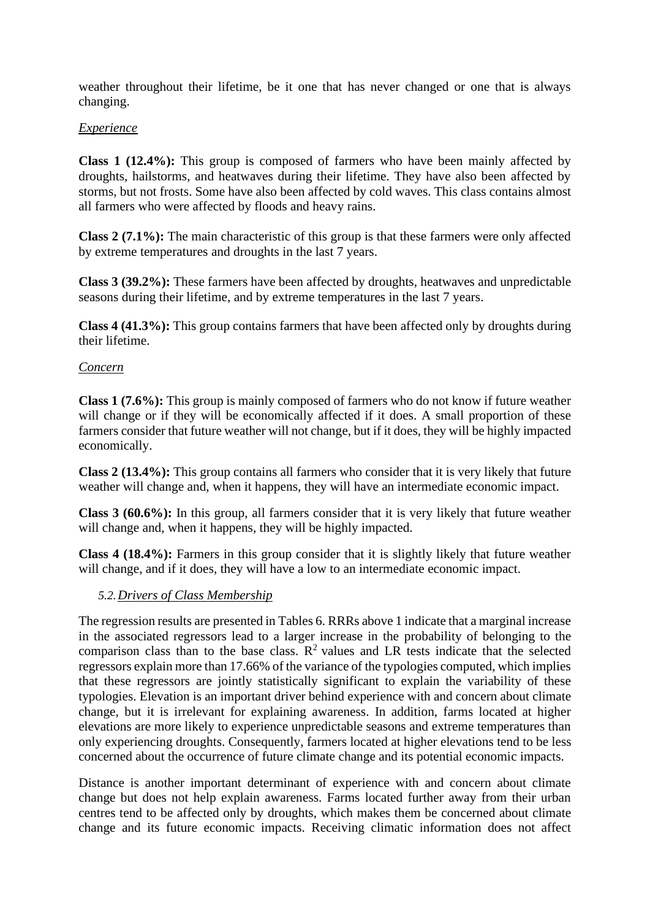weather throughout their lifetime, be it one that has never changed or one that is always changing.

*Experience*

**Class 1 (12.4%):** This group is composed of farmers who have been mainly affected by droughts, hailstorms, and heatwaves during their lifetime. They have also been affected by storms, but not frosts. Some have also been affected by cold waves. This class contains almost all farmers who were affected by floods and heavy rains.

**Class 2 (7.1%):** The main characteristic of this group is that these farmers were only affected by extreme temperatures and droughts in the last 7 years.

**Class 3 (39.2%):** These farmers have been affected by droughts, heatwaves and unpredictable seasons during their lifetime, and by extreme temperatures in the last 7 years.

**Class 4 (41.3%):** This group contains farmers that have been affected only by droughts during their lifetime.

*Concern*

**Class 1 (7.6%):** This group is mainly composed of farmers who do not know if future weather will change or if they will be economically affected if it does. A small proportion of these farmers consider that future weather will not change, but if it does, they will be highly impacted economically.

**Class 2 (13.4%):** This group contains all farmers who consider that it is very likely that future weather will change and, when it happens, they will have an intermediate economic impact.

**Class 3 (60.6%):** In this group, all farmers consider that it is very likely that future weather will change and, when it happens, they will be highly impacted.

**Class 4 (18.4%):** Farmers in this group consider that it is slightly likely that future weather will change, and if it does, they will have a low to an intermediate economic impact.

### 5.2. *Drivers of Class Membership*

The regression results are presented in Tables 6. RRRs above 1 indicate that a marginal increase in the associated regressors lead to a larger increase in the probability of belonging to the comparison class than to the base class. $R^2$ values and LR tests indicate that the selected regressors explain more than 17.66% of the variance of the typologies computed, which implies that these regressors are jointly statistically significant to explain the variability of these typologies. Elevation is an important driver behind experience with and concern about climate change, but it is irrelevant for explaining awareness. In addition, farms located at higher elevations are more likely to experience unpredictable seasons and extreme temperatures than only experiencing droughts. Consequently, farmers located at higher elevations tend to be less concerned about the occurrence of future climate change and its potential economic impacts.

Distance is another important determinant of experience with and concern about climate change but does not help explain awareness. Farms located further away from their urban centres tend to be affected only by droughts, which makes them be concerned about climate change and its future economic impacts. Receiving climatic information does not affect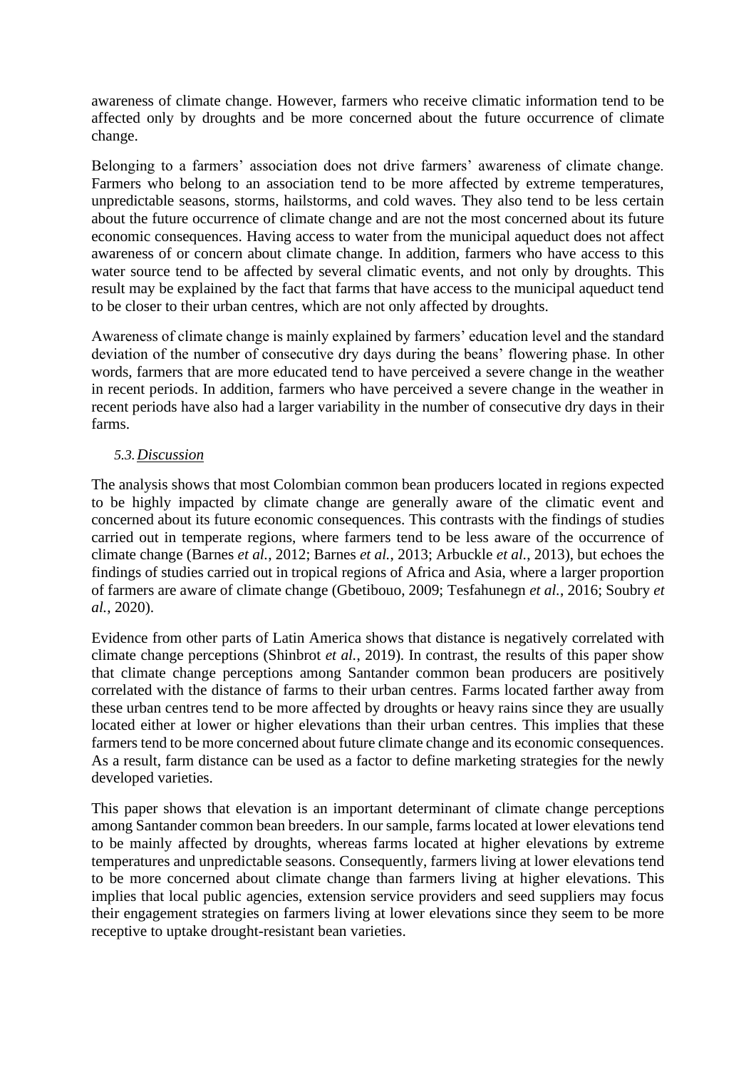awareness of climate change. However, farmers who receive climatic information tend to be affected only by droughts and be more concerned about the future occurrence of climate change.

Belonging to a farmers' association does not drive farmers' awareness of climate change. Farmers who belong to an association tend to be more affected by extreme temperatures, unpredictable seasons, storms, hailstorms, and cold waves. They also tend to be less certain about the future occurrence of climate change and are not the most concerned about its future economic consequences. Having access to water from the municipal aqueduct does not affect awareness of or concern about climate change. In addition, farmers who have access to this water source tend to be affected by several climatic events, and not only by droughts. This result may be explained by the fact that farms that have access to the municipal aqueduct tend to be closer to their urban centres, which are not only affected by droughts.

Awareness of climate change is mainly explained by farmers' education level and the standard deviation of the number of consecutive dry days during the beans' flowering phase. In other words, farmers that are more educated tend to have perceived a severe change in the weather in recent periods. In addition, farmers who have perceived a severe change in the weather in recent periods have also had a larger variability in the number of consecutive dry days in their farms.

### *5.3. Discussion*

The analysis shows that most Colombian common bean producers located in regions expected to be highly impacted by climate change are generally aware of the climatic event and concerned about its future economic consequences. This contrasts with the findings of studies carried out in temperate regions, where farmers tend to be less aware of the occurrence of climate change (Barnes *et al.*, 2012; Barnes *et al.*, 2013; Arbuckle *et al.*, 2013), but echoes the findings of studies carried out in tropical regions of Africa and Asia, where a larger proportion of farmers are aware of climate change (Gbetibouo, 2009; Tesfahunegn *et al.*, 2016; Soubry *et al.*, 2020).

Evidence from other parts of Latin America shows that distance is negatively correlated with climate change perceptions (Shinbrot *et al.*, 2019). In contrast, the results of this paper show that climate change perceptions among Santander common bean producers are positively correlated with the distance of farms to their urban centres. Farms located farther away from these urban centres tend to be more affected by droughts or heavy rains since they are usually located either at lower or higher elevations than their urban centres. This implies that these farmers tend to be more concerned about future climate change and its economic consequences. As a result, farm distance can be used as a factor to define marketing strategies for the newly developed varieties.

This paper shows that elevation is an important determinant of climate change perceptions among Santander common bean breeders. In our sample, farms located at lower elevations tend to be mainly affected by droughts, whereas farms located at higher elevations by extreme temperatures and unpredictable seasons. Consequently, farmers living at lower elevations tend to be more concerned about climate change than farmers living at higher elevations. This implies that local public agencies, extension service providers and seed suppliers may focus their engagement strategies on farmers living at lower elevations since they seem to be more receptive to uptake drought-resistant bean varieties.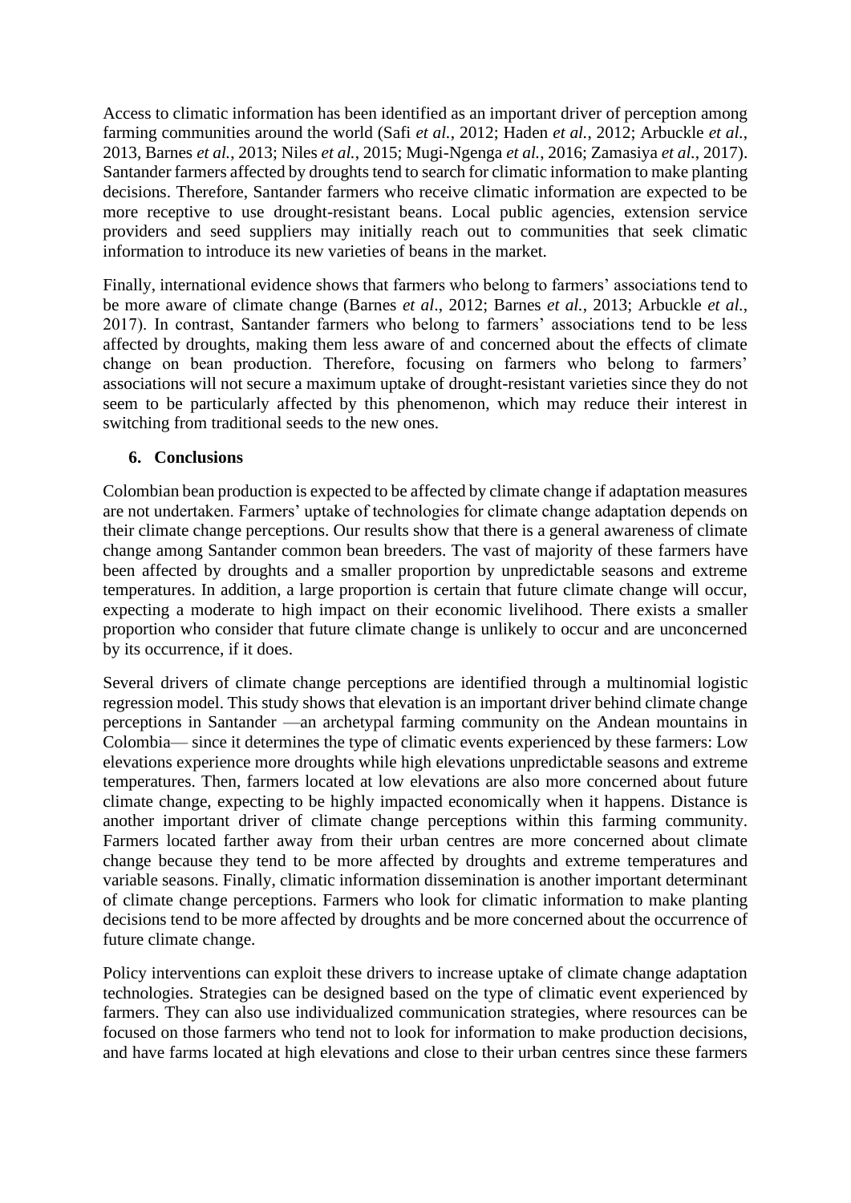Access to climatic information has been identified as an important driver of perception among farming communities around the world (Safi *et al.*, 2012; Haden *et al.*, 2012; Arbuckle *et al.*, 2013, Barnes *et al.*, 2013; Niles *et al.*, 2015; Mugi-Ngenga *et al.*, 2016; Zamasiya *et al.*, 2017). Santander farmers affected by droughts tend to search for climatic information to make planting decisions. Therefore, Santander farmers who receive climatic information are expected to be more receptive to use drought-resistant beans. Local public agencies, extension service providers and seed suppliers may initially reach out to communities that seek climatic information to introduce its new varieties of beans in the market.

Finally, international evidence shows that farmers who belong to farmers' associations tend to be more aware of climate change (Barnes *et al*., 2012; Barnes *et al.*, 2013; Arbuckle *et al.*, 2017). In contrast, Santander farmers who belong to farmers' associations tend to be less affected by droughts, making them less aware of and concerned about the effects of climate change on bean production. Therefore, focusing on farmers who belong to farmers' associations will not secure a maximum uptake of drought-resistant varieties since they do not seem to be particularly affected by this phenomenon, which may reduce their interest in switching from traditional seeds to the new ones.

## 6. Conclusions

Colombian bean production is expected to be affected by climate change if adaptation measures are not undertaken. Farmers' uptake of technologies for climate change adaptation depends on their climate change perceptions. Our results show that there is a general awareness of climate change among Santander common bean breeders. The vast of majority of these farmers have been affected by droughts and a smaller proportion by unpredictable seasons and extreme temperatures. In addition, a large proportion is certain that future climate change will occur, expecting a moderate to high impact on their economic livelihood. There exists a smaller proportion who consider that future climate change is unlikely to occur and are unconcerned by its occurrence, if it does.

Several drivers of climate change perceptions are identified through a multinomial logistic regression model. This study shows that elevation is an important driver behind climate change perceptions in Santander —an archetypal farming community on the Andean mountains in Colombia— since it determines the type of climatic events experienced by these farmers: Low elevations experience more droughts while high elevations unpredictable seasons and extreme temperatures. Then, farmers located at low elevations are also more concerned about future climate change, expecting to be highly impacted economically when it happens. Distance is another important driver of climate change perceptions within this farming community. Farmers located farther away from their urban centres are more concerned about climate change because they tend to be more affected by droughts and extreme temperatures and variable seasons. Finally, climatic information dissemination is another important determinant of climate change perceptions. Farmers who look for climatic information to make planting decisions tend to be more affected by droughts and be more concerned about the occurrence of future climate change.

Policy interventions can exploit these drivers to increase uptake of climate change adaptation technologies. Strategies can be designed based on the type of climatic event experienced by farmers. They can also use individualized communication strategies, where resources can be focused on those farmers who tend not to look for information to make production decisions, and have farms located at high elevations and close to their urban centres since these farmers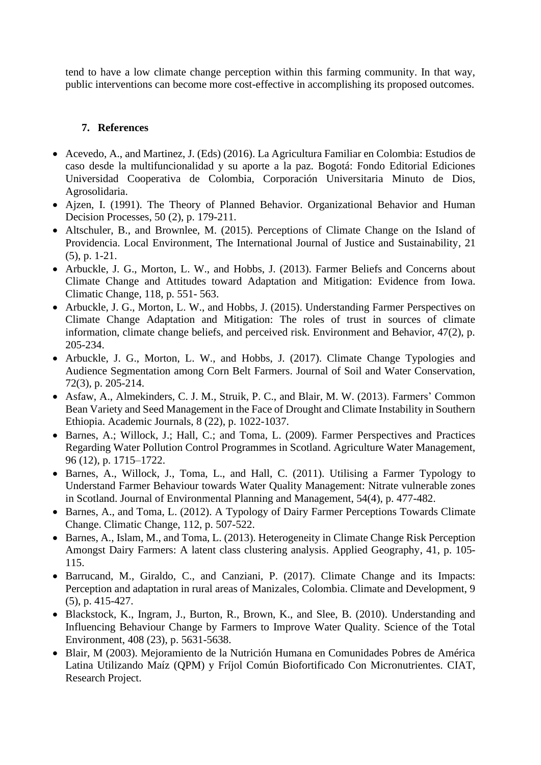tend to have a low climate change perception within this farming community. In that way, public interventions can become more cost-effective in accomplishing its proposed outcomes.

## 7. References

- Acevedo, A., and Martinez, J. (Eds) (2016). La Agricultura Familiar en Colombia: Estudios de caso desde la multifuncionalidad y su aporte a la paz. Bogotá: Fondo Editorial Ediciones Universidad Cooperativa de Colombia, Corporación Universitaria Minuto de Dios, Agrosolidaria.
- Ajzen, I. (1991). The Theory of Planned Behavior. Organizational Behavior and Human Decision Processes, 50 (2), p. 179-211.
- Altschuler, B., and Brownlee, M. (2015). Perceptions of Climate Change on the Island of Providencia. Local Environment, The International Journal of Justice and Sustainability, 21 (5), p. 1-21.
- Arbuckle, J. G., Morton, L. W., and Hobbs, J. (2013). Farmer Beliefs and Concerns about Climate Change and Attitudes toward Adaptation and Mitigation: Evidence from Iowa. Climatic Change, 118, p. 551- 563.
- Arbuckle, J. G., Morton, L. W., and Hobbs, J. (2015). Understanding Farmer Perspectives on Climate Change Adaptation and Mitigation: The roles of trust in sources of climate information, climate change beliefs, and perceived risk. Environment and Behavior, 47(2), p. 205-234.
- Arbuckle, J. G., Morton, L. W., and Hobbs, J. (2017). Climate Change Typologies and Audience Segmentation among Corn Belt Farmers. Journal of Soil and Water Conservation, 72(3), p. 205-214.
- Asfaw, A., Almekinders, C. J. M., Struik, P. C., and Blair, M. W. (2013). Farmers' Common Bean Variety and Seed Management in the Face of Drought and Climate Instability in Southern Ethiopia. Academic Journals, 8 (22), p. 1022-1037.
- Barnes, A.; Willock, J.; Hall, C.; and Toma, L. (2009). Farmer Perspectives and Practices Regarding Water Pollution Control Programmes in Scotland. Agriculture Water Management, 96 (12), p. 1715–1722.
- Barnes, A., Willock, J., Toma, L., and Hall, C. (2011). Utilising a Farmer Typology to Understand Farmer Behaviour towards Water Quality Management: Nitrate vulnerable zones in Scotland. Journal of Environmental Planning and Management, 54(4), p. 477-482.
- Barnes, A., and Toma, L. (2012). A Typology of Dairy Farmer Perceptions Towards Climate Change. Climatic Change, 112, p. 507-522.
- Barnes, A., Islam, M., and Toma, L. (2013). Heterogeneity in Climate Change Risk Perception Amongst Dairy Farmers: A latent class clustering analysis. Applied Geography, 41, p. 105-115.
- Barrucand, M., Giraldo, C., and Canziani, P. (2017). Climate Change and its Impacts: Perception and adaptation in rural areas of Manizales, Colombia. Climate and Development, 9 (5), p. 415-427.
- Blackstock, K., Ingram, J., Burton, R., Brown, K., and Slee, B. (2010). Understanding and Influencing Behaviour Change by Farmers to Improve Water Quality. Science of the Total Environment, 408 (23), p. 5631-5638.
- Blair, M (2003). Mejoramiento de la Nutrición Humana en Comunidades Pobres de América Latina Utilizando Maíz (QPM) y Fríjol Común Biofortificado Con Micronutrientes. CIAT, Research Project.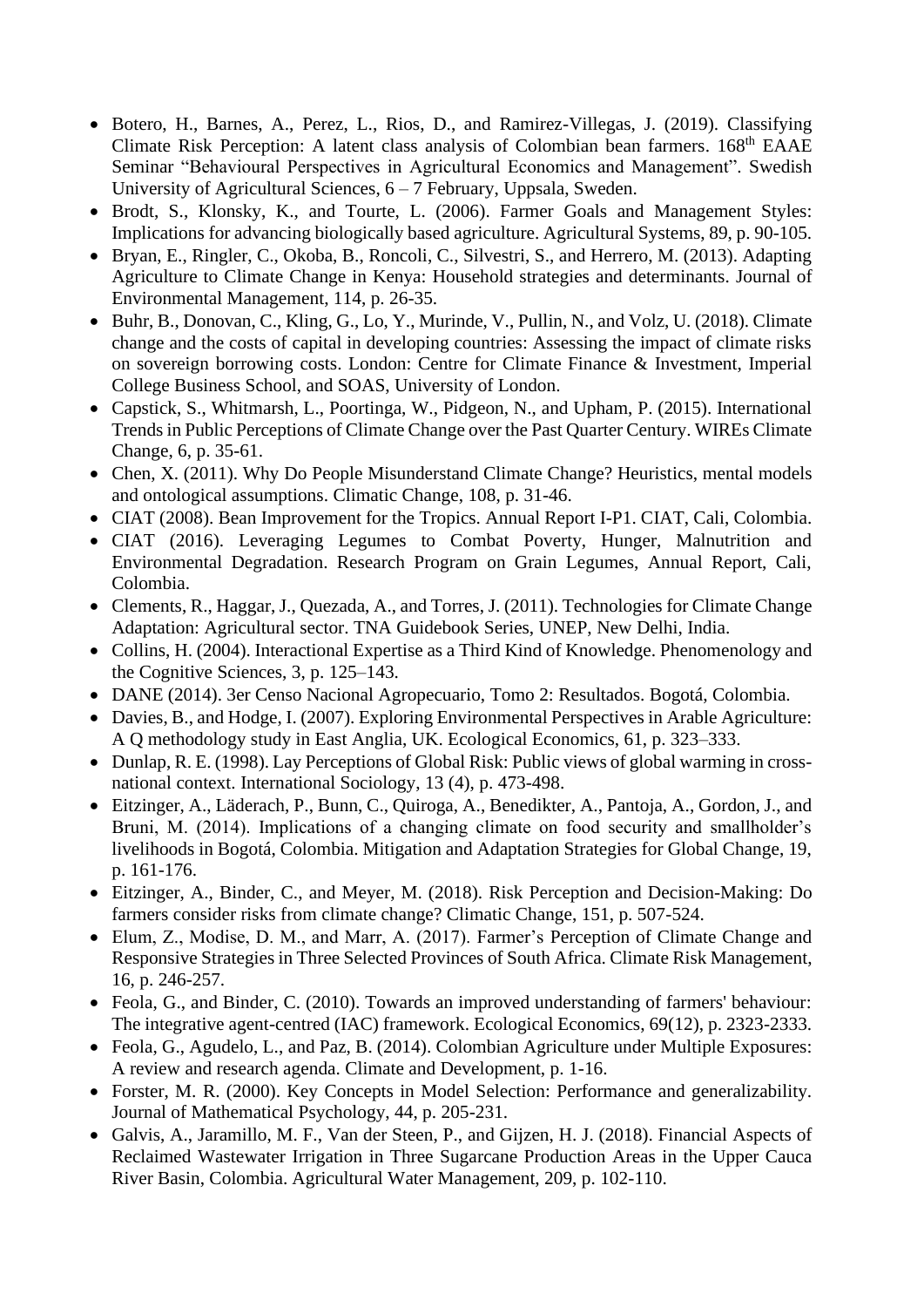- Botero, H., Barnes, A., Perez, L., Rios, D., and Ramirez-Villegas, J. (2019). Classifying Climate Risk Perception: A latent class analysis of Colombian bean farmers. 168th EAAE Seminar "Behavioural Perspectives in Agricultural Economics and Management". Swedish University of Agricultural Sciences, 6 – 7 February, Uppsala, Sweden.
- Brodt, S., Klonsky, K., and Tourte, L. (2006). Farmer Goals and Management Styles: Implications for advancing biologically based agriculture. Agricultural Systems, 89, p. 90-105.
- Bryan, E., Ringler, C., Okoba, B., Roncoli, C., Silvestri, S., and Herrero, M. (2013). Adapting Agriculture to Climate Change in Kenya: Household strategies and determinants. Journal of Environmental Management, 114, p. 26-35.
- Buhr, B., Donovan, C., Kling, G., Lo, Y., Murinde, V., Pullin, N., and Volz, U. (2018). Climate change and the costs of capital in developing countries: Assessing the impact of climate risks on sovereign borrowing costs. London: Centre for Climate Finance & Investment, Imperial College Business School, and SOAS, University of London.
- Capstick, S., Whitmarsh, L., Poortinga, W., Pidgeon, N., and Upham, P. (2015). International Trends in Public Perceptions of Climate Change over the Past Quarter Century. WIREs Climate Change, 6, p. 35-61.
- Chen, X. (2011). Why Do People Misunderstand Climate Change? Heuristics, mental models and ontological assumptions. Climatic Change, 108, p. 31-46.
- CIAT (2008). Bean Improvement for the Tropics. Annual Report I-P1. CIAT, Cali, Colombia.
- CIAT (2016). Leveraging Legumes to Combat Poverty, Hunger, Malnutrition and Environmental Degradation. Research Program on Grain Legumes, Annual Report, Cali, Colombia.
- Clements, R., Haggar, J., Quezada, A., and Torres, J. (2011). Technologies for Climate Change Adaptation: Agricultural sector. TNA Guidebook Series, UNEP, New Delhi, India.
- Collins, H. (2004). Interactional Expertise as a Third Kind of Knowledge. Phenomenology and the Cognitive Sciences, 3, p. 125–143.
- DANE (2014). 3er Censo Nacional Agropecuario, Tomo 2: Resultados. Bogotá, Colombia.
- Davies, B., and Hodge, I. (2007). Exploring Environmental Perspectives in Arable Agriculture: A Q methodology study in East Anglia, UK. Ecological Economics, 61, p. 323–333.
- Dunlap, R. E. (1998). Lay Perceptions of Global Risk: Public views of global warming in cross-national context. International Sociology, 13 (4), p. 473-498.
- Eitzinger, A., Läderach, P., Bunn, C., Quiroga, A., Benedikter, A., Pantoja, A., Gordon, J., and Bruni, M. (2014). Implications of a changing climate on food security and smallholder's livelihoods in Bogotá, Colombia. Mitigation and Adaptation Strategies for Global Change, 19, p. 161-176.
- Eitzinger, A., Binder, C., and Meyer, M. (2018). Risk Perception and Decision-Making: Do farmers consider risks from climate change? Climatic Change, 151, p. 507-524.
- Elum, Z., Modise, D. M., and Marr, A. (2017). Farmer's Perception of Climate Change and Responsive Strategies in Three Selected Provinces of South Africa. Climate Risk Management, 16, p. 246-257.
- Feola, G., and Binder, C. (2010). Towards an improved understanding of farmers' behaviour: The integrative agent-centred (IAC) framework. Ecological Economics, 69(12), p. 2323-2333.
- Feola, G., Agudelo, L., and Paz, B. (2014). Colombian Agriculture under Multiple Exposures: A review and research agenda. Climate and Development, p. 1-16.
- Forster, M. R. (2000). Key Concepts in Model Selection: Performance and generalizability. Journal of Mathematical Psychology, 44, p. 205-231.
- Galvis, A., Jaramillo, M. F., Van der Steen, P., and Gijzen, H. J. (2018). Financial Aspects of Reclaimed Wastewater Irrigation in Three Sugarcane Production Areas in the Upper Cauca River Basin, Colombia. Agricultural Water Management, 209, p. 102-110.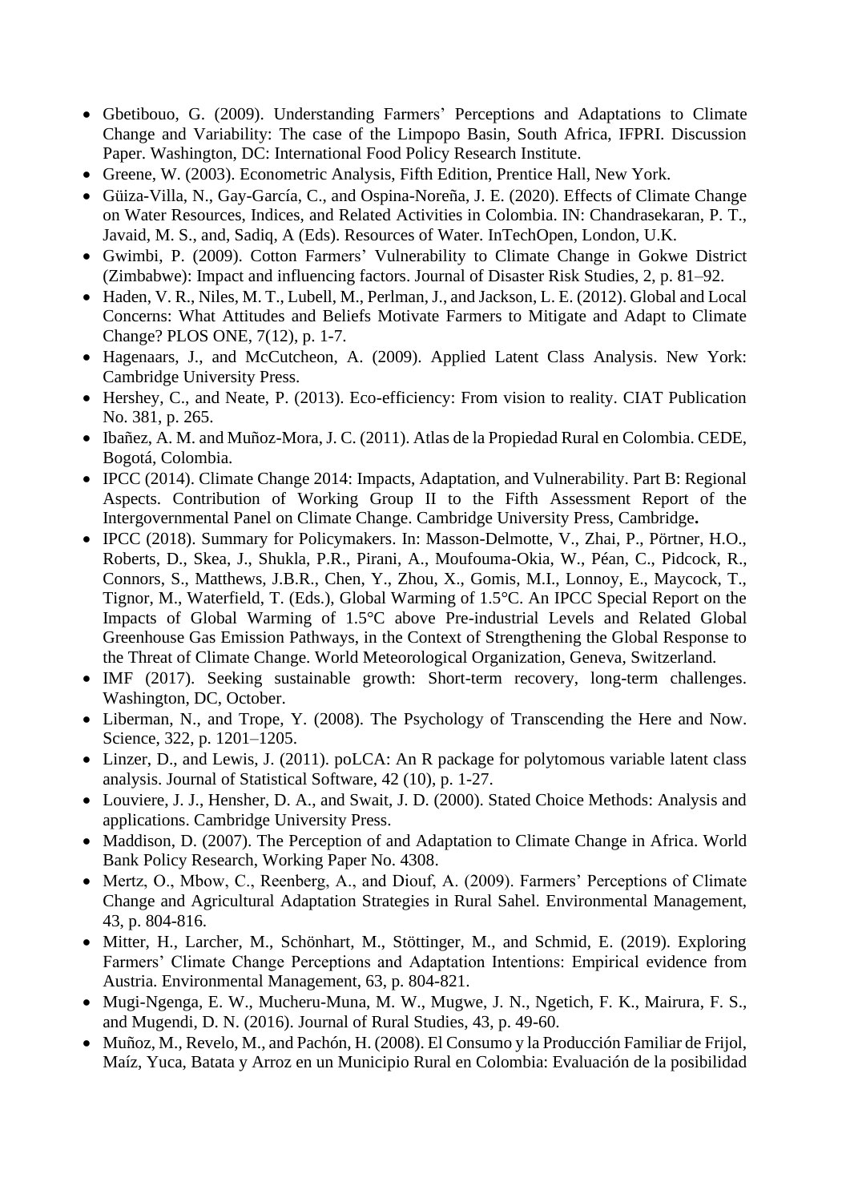- Gbetibouo, G. (2009). Understanding Farmers' Perceptions and Adaptations to Climate Change and Variability: The case of the Limpopo Basin, South Africa, IFPRI. Discussion Paper. Washington, DC: International Food Policy Research Institute.
- Greene, W. (2003). Econometric Analysis, Fifth Edition, Prentice Hall, New York.
- Güiza-Villa, N., Gay-García, C., and Ospina-Noreña, J. E. (2020). Effects of Climate Change on Water Resources, Indices, and Related Activities in Colombia. IN: Chandrasekaran, P. T., Javaid, M. S., and, Sadiq, A (Eds). Resources of Water. InTechOpen, London, U.K.
- Gwimbi, P. (2009). Cotton Farmers' Vulnerability to Climate Change in Gokwe District (Zimbabwe): Impact and influencing factors. Journal of Disaster Risk Studies, 2, p. 81–92.
- Haden, V. R., Niles, M. T., Lubell, M., Perlman, J., and Jackson, L. E. (2012). Global and Local Concerns: What Attitudes and Beliefs Motivate Farmers to Mitigate and Adapt to Climate Change? PLOS ONE, 7(12), p. 1-7.
- Hagenaars, J., and McCutcheon, A. (2009). Applied Latent Class Analysis. New York: Cambridge University Press.
- Hershey, C., and Neate, P. (2013). Eco-efficiency: From vision to reality. CIAT Publication No. 381, p. 265.
- Ibañez, A. M. and Muñoz-Mora, J. C. (2011). Atlas de la Propiedad Rural en Colombia. CEDE, Bogotá, Colombia.
- IPCC (2014). Climate Change 2014: Impacts, Adaptation, and Vulnerability. Part B: Regional Aspects. Contribution of Working Group II to the Fifth Assessment Report of the Intergovernmental Panel on Climate Change. Cambridge University Press, Cambridge.
- IPCC (2018). Summary for Policymakers. In: Masson-Delmotte, V., Zhai, P., Pörtner, H.O., Roberts, D., Skea, J., Shukla, P.R., Pirani, A., Moufouma-Okia, W., Péan, C., Pidcock, R., Connors, S., Matthews, J.B.R., Chen, Y., Zhou, X., Gomis, M.I., Lonnoy, E., Maycock, T., Tignor, M., Waterfield, T. (Eds.), Global Warming of 1.5°C. An IPCC Special Report on the Impacts of Global Warming of 1.5°C above Pre-industrial Levels and Related Global Greenhouse Gas Emission Pathways, in the Context of Strengthening the Global Response to the Threat of Climate Change. World Meteorological Organization, Geneva, Switzerland.
- IMF (2017). Seeking sustainable growth: Short-term recovery, long-term challenges. Washington, DC, October.
- Liberman, N., and Trope, Y. (2008). The Psychology of Transcending the Here and Now. Science, 322, p. 1201–1205.
- Linzer, D., and Lewis, J. (2011). poLCA: An R package for polytomous variable latent class analysis. Journal of Statistical Software, 42 (10), p. 1-27.
- Louviere, J. J., Hensher, D. A., and Swait, J. D. (2000). Stated Choice Methods: Analysis and applications. Cambridge University Press.
- Maddison, D. (2007). The Perception of and Adaptation to Climate Change in Africa. World Bank Policy Research, Working Paper No. 4308.
- Mertz, O., Mbow, C., Reenberg, A., and Diouf, A. (2009). Farmers' Perceptions of Climate Change and Agricultural Adaptation Strategies in Rural Sahel. Environmental Management, 43, p. 804-816.
- Mitter, H., Larcher, M., Schönhart, M., Stöttinger, M., and Schmid, E. (2019). Exploring Farmers' Climate Change Perceptions and Adaptation Intentions: Empirical evidence from Austria. Environmental Management, 63, p. 804-821.
- Mugi-Ngenga, E. W., Mucheru-Muna, M. W., Mugwe, J. N., Ngetich, F. K., Mairura, F. S., and Mugendi, D. N. (2016). Journal of Rural Studies, 43, p. 49-60.
- Muñoz, M., Revelo, M., and Pachón, H. (2008). El Consumo y la Producción Familiar de Frijol, Maíz, Yuca, Batata y Arroz en un Municipio Rural en Colombia: Evaluación de la posibilidad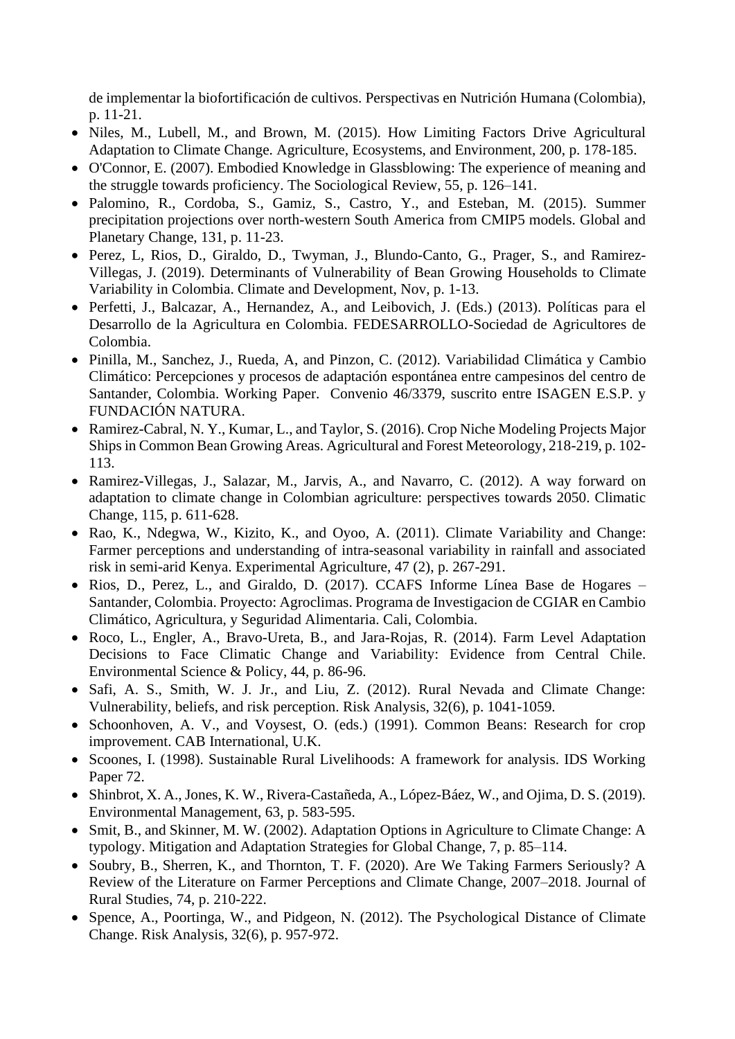de implementar la biofortificación de cultivos. Perspectivas en Nutrición Humana (Colombia), p. 11-21.

- Niles, M., Lubell, M., and Brown, M. (2015). How Limiting Factors Drive Agricultural Adaptation to Climate Change. Agriculture, Ecosystems, and Environment, 200, p. 178-185.
- O'Connor, E. (2007). Embodied Knowledge in Glassblowing: The experience of meaning and the struggle towards proficiency. The Sociological Review, 55, p. 126–141.
- Palomino, R., Cordoba, S., Gamiz, S., Castro, Y., and Esteban, M. (2015). Summer precipitation projections over north-western South America from CMIP5 models. Global and Planetary Change, 131, p. 11-23.
- Perez, L, Rios, D., Giraldo, D., Twyman, J., Blundo-Canto, G., Prager, S., and Ramirez-Villegas, J. (2019). Determinants of Vulnerability of Bean Growing Households to Climate Variability in Colombia. Climate and Development, Nov, p. 1-13.
- Perfetti, J., Balcazar, A., Hernandez, A., and Leibovich, J. (Eds.) (2013). Políticas para el Desarrollo de la Agricultura en Colombia. FEDESARROLLO-Sociedad de Agricultores de Colombia.
- Pinilla, M., Sanchez, J., Rueda, A, and Pinzon, C. (2012). Variabilidad Climática y Cambio Climático: Percepciones y procesos de adaptación espontánea entre campesinos del centro de Santander, Colombia. Working Paper. Convenio 46/3379, suscrito entre ISAGEN E.S.P. y FUNDACIÓN NATURA.
- Ramirez-Cabral, N. Y., Kumar, L., and Taylor, S. (2016). Crop Niche Modeling Projects Major Ships in Common Bean Growing Areas. Agricultural and Forest Meteorology, 218-219, p. 102-113.
- Ramirez-Villegas, J., Salazar, M., Jarvis, A., and Navarro, C. (2012). A way forward on adaptation to climate change in Colombian agriculture: perspectives towards 2050. Climatic Change, 115, p. 611-628.
- Rao, K., Ndegwa, W., Kizito, K., and Oyoo, A. (2011). Climate Variability and Change: Farmer perceptions and understanding of intra-seasonal variability in rainfall and associated risk in semi-arid Kenya. Experimental Agriculture, 47 (2), p. 267-291.
- Rios, D., Perez, L., and Giraldo, D. (2017). CCAFS Informe Línea Base de Hogares – Santander, Colombia. Proyecto: Agroclimas. Programa de Investigacion de CGIAR en Cambio Climático, Agricultura, y Seguridad Alimentaria. Cali, Colombia.
- Roco, L., Engler, A., Bravo-Ureta, B., and Jara-Rojas, R. (2014). Farm Level Adaptation Decisions to Face Climatic Change and Variability: Evidence from Central Chile. Environmental Science & Policy, 44, p. 86-96.
- Safi, A. S., Smith, W. J. Jr., and Liu, Z. (2012). Rural Nevada and Climate Change: Vulnerability, beliefs, and risk perception. Risk Analysis, 32(6), p. 1041-1059.
- Schoonhoven, A. V., and Voysest, O. (eds.) (1991). Common Beans: Research for crop improvement. CAB International, U.K.
- Scoones, I. (1998). Sustainable Rural Livelihoods: A framework for analysis. IDS Working Paper 72.
- Shinbrot, X. A., Jones, K. W., Rivera-Castañeda, A., López-Báez, W., and Ojima, D. S. (2019). Environmental Management, 63, p. 583-595.
- Smit, B., and Skinner, M. W. (2002). Adaptation Options in Agriculture to Climate Change: A typology. Mitigation and Adaptation Strategies for Global Change, 7, p. 85–114.
- Soubry, B., Sherren, K., and Thornton, T. F. (2020). Are We Taking Farmers Seriously? A Review of the Literature on Farmer Perceptions and Climate Change, 2007–2018. Journal of Rural Studies, 74, p. 210-222.
- Spence, A., Poortinga, W., and Pidgeon, N. (2012). The Psychological Distance of Climate Change. Risk Analysis, 32(6), p. 957-972.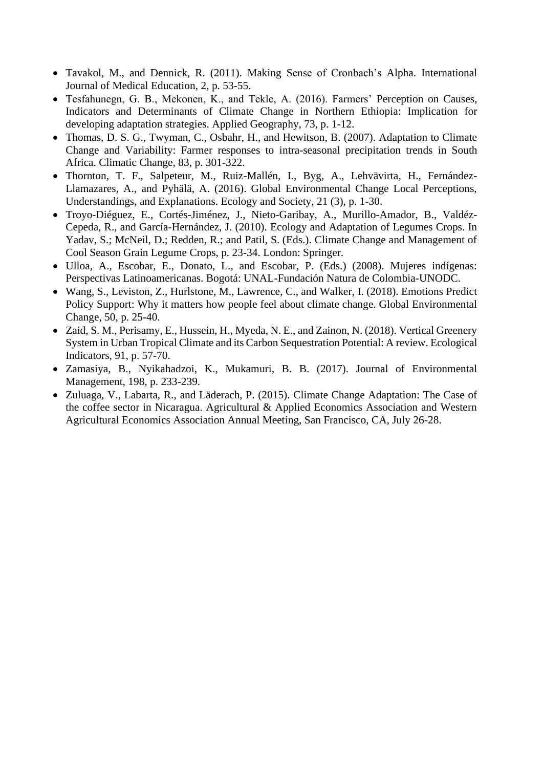- Tavakol, M., and Dennick, R. (2011). Making Sense of Cronbach's Alpha. International Journal of Medical Education, 2, p. 53-55.
- Tesfahunegn, G. B., Mekonen, K., and Tekle, A. (2016). Farmers' Perception on Causes, Indicators and Determinants of Climate Change in Northern Ethiopia: Implication for developing adaptation strategies. Applied Geography, 73, p. 1-12.
- Thomas, D. S. G., Twyman, C., Osbahr, H., and Hewitson, B. (2007). Adaptation to Climate Change and Variability: Farmer responses to intra-seasonal precipitation trends in South Africa. Climatic Change, 83, p. 301-322.
- Thornton, T. F., Salpeteur, M., Ruiz-Mallén, I., Byg, A., Lehvävirta, H., Fernández-Llamazares, A., and Pyhälä, A. (2016). Global Environmental Change Local Perceptions, Understandings, and Explanations. Ecology and Society, 21 (3), p. 1-30.
- Troyo-Diéguez, E., Cortés-Jiménez, J., Nieto-Garibay, A., Murillo-Amador, B., Valdéz-Cepeda, R., and García-Hernández, J. (2010). Ecology and Adaptation of Legumes Crops. In Yadav, S.; McNeil, D.; Redden, R.; and Patil, S. (Eds.). Climate Change and Management of Cool Season Grain Legume Crops, p. 23-34. London: Springer.
- Ulloa, A., Escobar, E., Donato, L., and Escobar, P. (Eds.) (2008). Mujeres indígenas: Perspectivas Latinoamericanas. Bogotá: UNAL-Fundación Natura de Colombia-UNODC.
- Wang, S., Leviston, Z., Hurlstone, M., Lawrence, C., and Walker, I. (2018). Emotions Predict Policy Support: Why it matters how people feel about climate change. Global Environmental Change, 50, p. 25-40.
- Zaid, S. M., Perisamy, E., Hussein, H., Myeda, N. E., and Zainon, N. (2018). Vertical Greenery System in Urban Tropical Climate and its Carbon Sequestration Potential: A review. Ecological Indicators, 91, p. 57-70.
- Zamasiya, B., Nyikahadzoi, K., Mukamuri, B. B. (2017). Journal of Environmental Management, 198, p. 233-239.
- Zuluaga, V., Labarta, R., and Läderach, P. (2015). Climate Change Adaptation: The Case of the coffee sector in Nicaragua. Agricultural & Applied Economics Association and Western Agricultural Economics Association Annual Meeting, San Francisco, CA, July 26-28.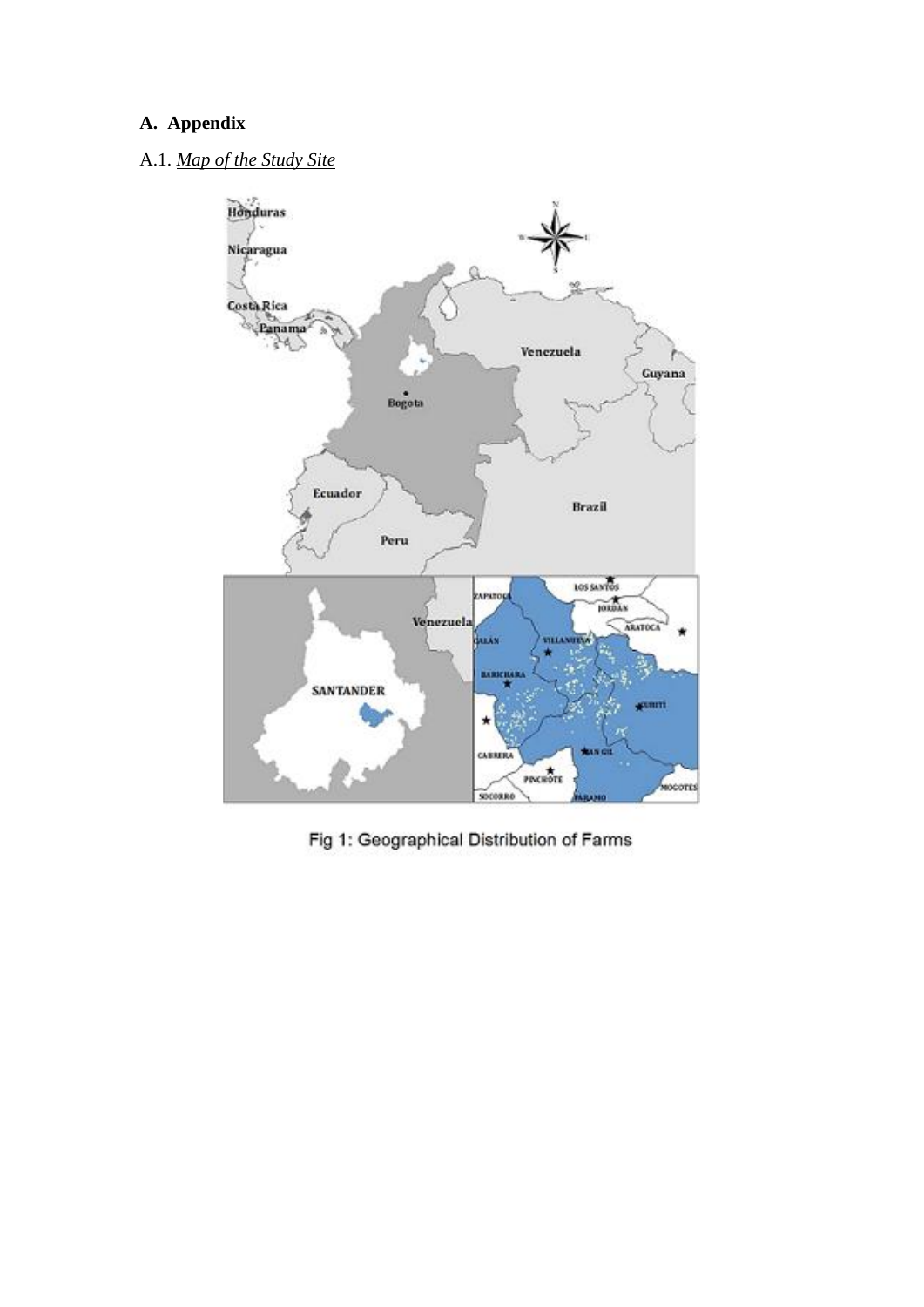## A. Appendix

A.1. *Map of the Study Site*

Fig 1: Geographical Distribution of Farms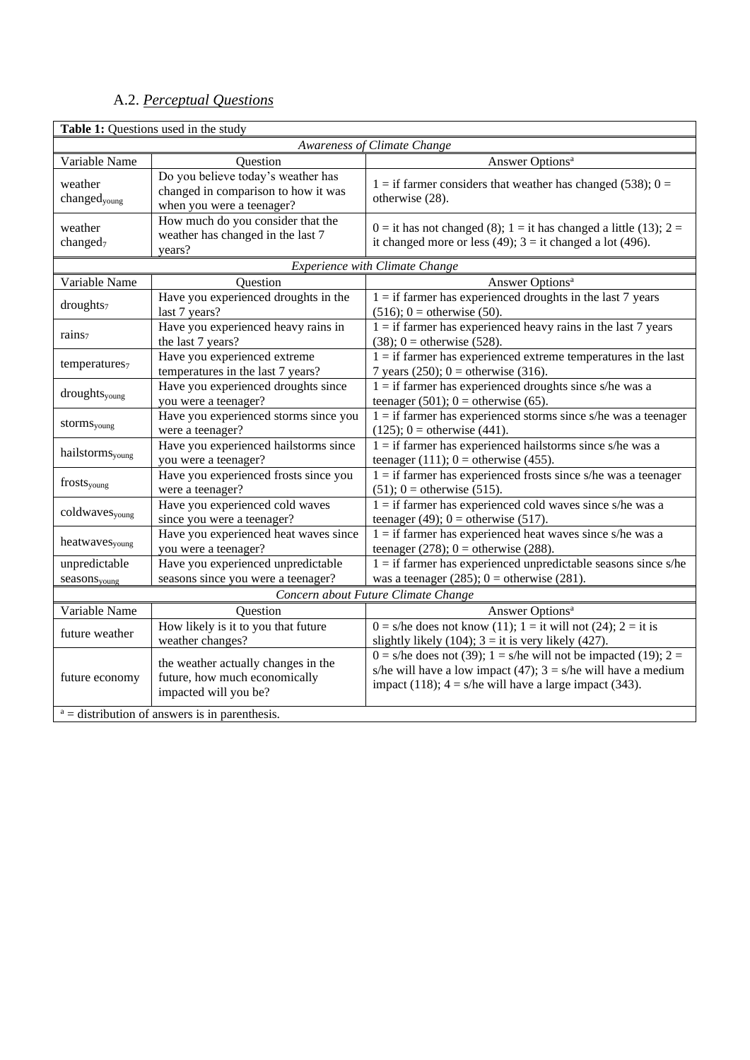A.2. *Perceptual Questions*

| **Table 1:** Questions used in the study | | |
|---|---|---|
| *Awareness of Climate Change* | | |
| Variable Name | Question | Answer Options[a] |
| weather $changed_{young}$ | Do you believe today's weather has changed in comparison to how it was when you were a teenager? | 1 = if farmer considers that weather has changed (538); 0 = otherwise (28). |
| weather $changed_{7}$ | How much do you consider that the weather has changed in the last 7 years? | 0 = it has not changed (8); 1 = it has changed a little (13); 2 = it changed more or less (49); 3 = it changed a lot (496). |
| *Experience with Climate Change* | | |
| Variable Name | Question | Answer Options[a] |
| $droughts_{7}$ | Have you experienced droughts in the last 7 years? | 1 = if farmer has experienced droughts in the last 7 years (516); 0 = otherwise (50). |
| $rains_{7}$ | Have you experienced heavy rains in the last 7 years? | 1 = if farmer has experienced heavy rains in the last 7 years (38); 0 = otherwise (528). |
| $temperatures_{7}$ | Have you experienced extreme temperatures in the last 7 years? | 1 = if farmer has experienced extreme temperatures in the last 7 years (250); 0 = otherwise (316). |
| $droughts_{young}$ | Have you experienced droughts since you were a teenager? | 1 = if farmer has experienced droughts since s/he was a teenager (501); 0 = otherwise (65). |
| $storms_{young}$ | Have you experienced storms since you were a teenager? | 1 = if farmer has experienced storms since s/he was a teenager (125); 0 = otherwise (441). |
| $hailstorms_{young}$ | Have you experienced hailstorms since you were a teenager? | 1 = if farmer has experienced hailstorms since s/he was a teenager (111); 0 = otherwise (455). |
| $frosts_{young}$ | Have you experienced frosts since you were a teenager? | 1 = if farmer has experienced frosts since s/he was a teenager (51); 0 = otherwise (515). |
| $coldwaves_{young}$ | Have you experienced cold waves since you were a teenager? | 1 = if farmer has experienced cold waves since s/he was a teenager (49); 0 = otherwise (517). |
| $heatwaves_{young}$ | Have you experienced heat waves since you were a teenager? | 1 = if farmer has experienced heat waves since s/he was a teenager (278); 0 = otherwise (288). |
| unpredictable $seasons_{young}$ | Have you experienced unpredictable seasons since you were a teenager? | 1 = if farmer has experienced unpredictable seasons since s/he was a teenager (285); 0 = otherwise (281). |
| *Concern about Future Climate Change* | | |
| Variable Name | Question | Answer Options[a] |
| future weather | How likely is it to you that future weather changes? | 0 = s/he does not know (11); 1 = it will not (24); 2 = it is slightly likely (104); 3 = it is very likely (427). |
| future economy | the weather actually changes in the future, how much economically impacted will you be? | 0 = s/he does not (39); 1 = s/he will not be impacted (19); 2 = s/he will have a low impact (47); 3 = s/he will have a medium impact (118); 4 = s/he will have a large impact (343). |
| [a] = distribution of answers is in parenthesis. | | |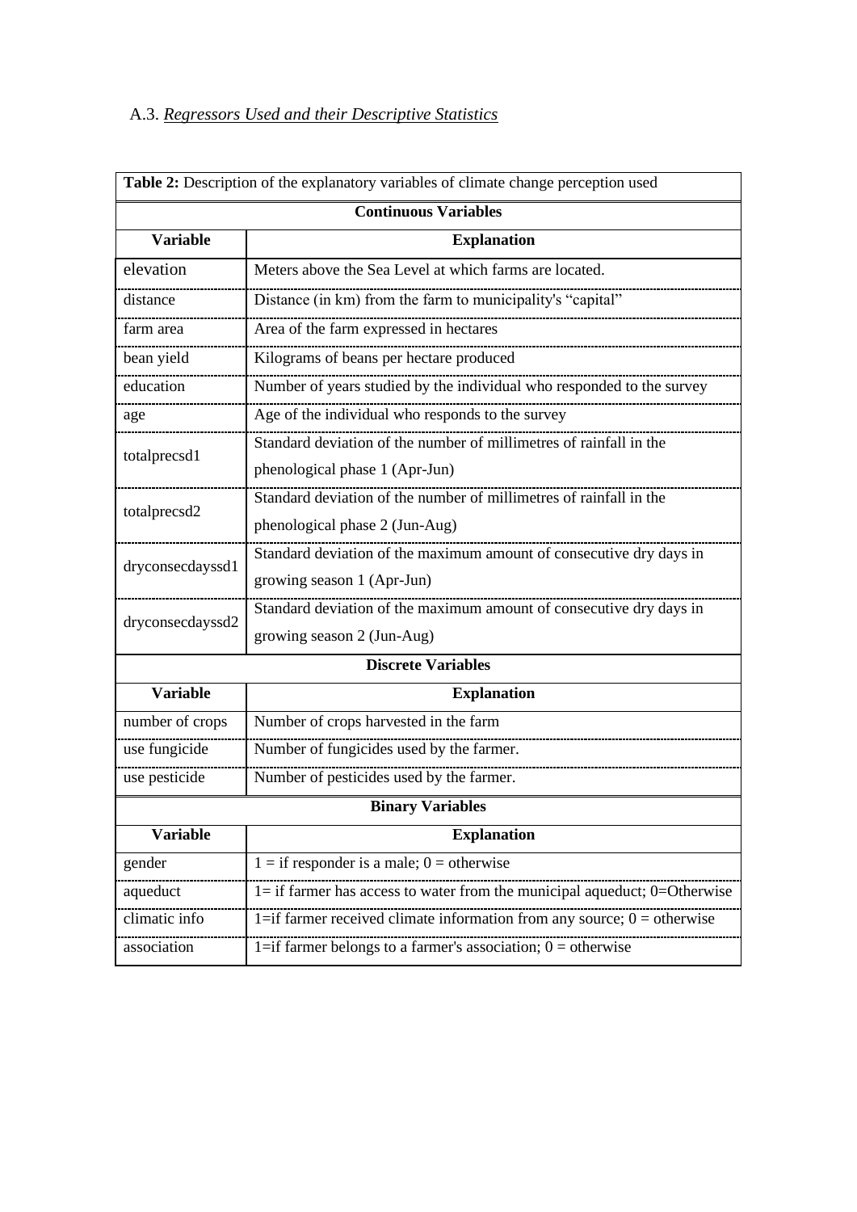A.3. *Regressors Used and their Descriptive Statistics*

| **Table 2:** Description of the explanatory variables of climate change perception used | |
|---|---|
| **Continuous Variables** | |
| **Variable** | **Explanation** |
| elevation | Meters above the Sea Level at which farms are located. |
| distance | Distance (in km) from the farm to municipality's "capital" |
| farm area | Area of the farm expressed in hectares |
| bean yield | Kilograms of beans per hectare produced |
| education | Number of years studied by the individual who responded to the survey |
| age | Age of the individual who responds to the survey |
| totalprecsd1 | Standard deviation of the number of millimetres of rainfall in the phenological phase 1 (Apr-Jun) |
| totalprecsd2 | Standard deviation of the number of millimetres of rainfall in the phenological phase 2 (Jun-Aug) |
| dryconsecdayssd1 | Standard deviation of the maximum amount of consecutive dry days in growing season 1 (Apr-Jun) |
| dryconsecdayssd2 | Standard deviation of the maximum amount of consecutive dry days in growing season 2 (Jun-Aug) |
| **Discrete Variables** | |
| **Variable** | **Explanation** |
| number of crops | Number of crops harvested in the farm |
| use fungicide | Number of fungicides used by the farmer. |
| use pesticide | Number of pesticides used by the farmer. |
| **Binary Variables** | |
| **Variable** | **Explanation** |
| gender | 1 = if responder is a male; 0 = otherwise |
| aqueduct | 1= if farmer has access to water from the municipal aqueduct; 0=Otherwise |
| climatic info | 1=if farmer received climate information from any source; 0 = otherwise |
| association | 1=if farmer belongs to a farmer's association; 0 = otherwise |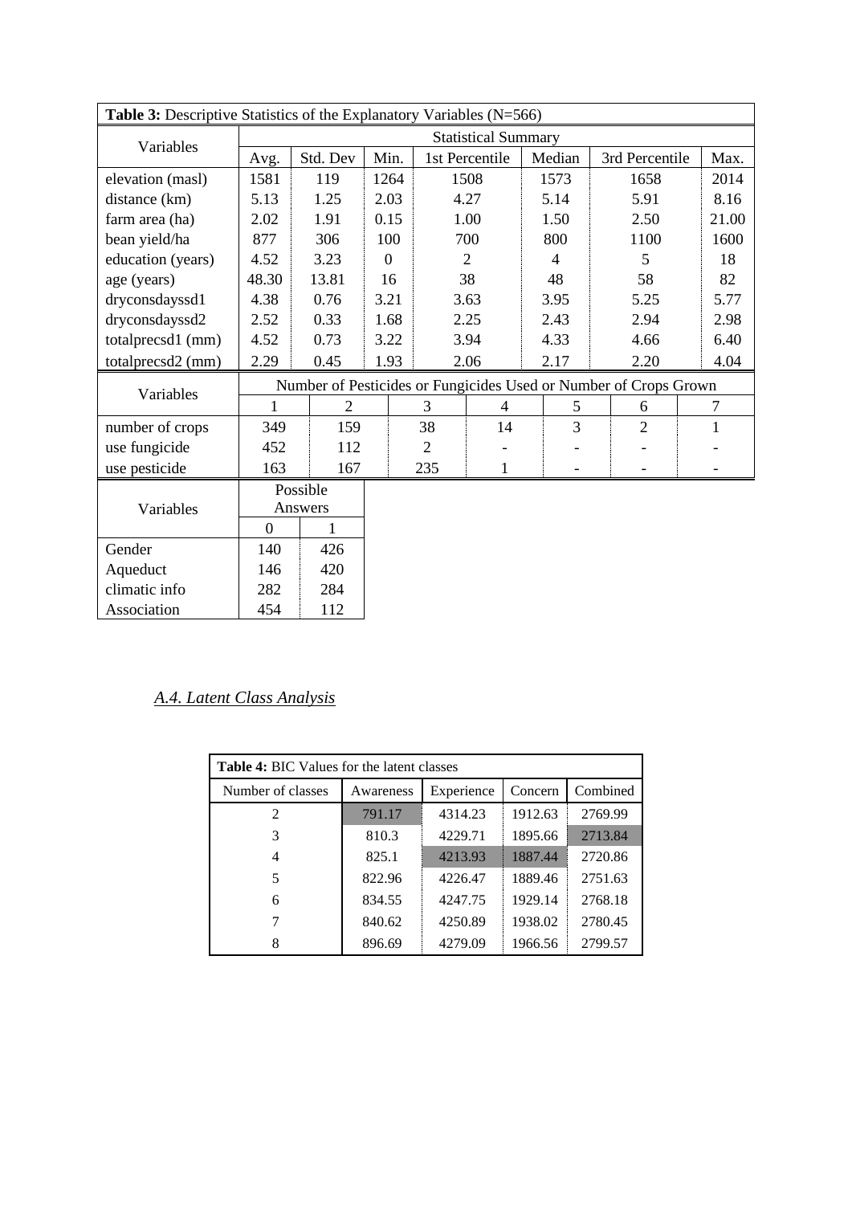**Table 3:** Descriptive Statistics of the Explanatory Variables (N=566)

| Variables | Statistical Summary | | | | | | |
|---|---|---|---|---|---|---|---|
| | Avg. | Std. Dev | Min. | 1st Percentile | Median | 3rd Percentile | Max. |
| elevation (masl) | 1581 | 119 | 1264 | 1508 | 1573 | 1658 | 2014 |
| distance (km) | 5.13 | 1.25 | 2.03 | 4.27 | 5.14 | 5.91 | 8.16 |
| farm area (ha) | 2.02 | 1.91 | 0.15 | 1.00 | 1.50 | 2.50 | 21.00 |
| bean yield/ha | 877 | 306 | 100 | 700 | 800 | 1100 | 1600 |
| education (years) | 4.52 | 3.23 | 0 | 2 | 4 | 5 | 18 |
| age (years) | 48.30 | 13.81 | 16 | 38 | 48 | 58 | 82 |
| dryconsdayssd1 | 4.38 | 0.76 | 3.21 | 3.63 | 3.95 | 5.25 | 5.77 |
| dryconsdayssd2 | 2.52 | 0.33 | 1.68 | 2.25 | 2.43 | 2.94 | 2.98 |
| totalprecsd1 (mm) | 4.52 | 0.73 | 3.22 | 3.94 | 4.33 | 4.66 | 6.40 |
| totalprecsd2 (mm) | 2.29 | 0.45 | 1.93 | 2.06 | 2.17 | 2.20 | 4.04 |

| Variables | Number of Pesticides or Fungicides Used or Number of Crops Grown | | | | | | |
|---|---|---|---|---|---|---|---|
| | 1 | 2 | 3 | 4 | 5 | 6 | 7 |
| number of crops | 349 | 159 | 38 | 14 | 3 | 2 | 1 |
| use fungicide | 452 | 112 | 2 | - | - | - | - |
| use pesticide | 163 | 167 | 235 | 1 | - | - | - |

| Variables | Possible Answers | |
|---|---|---|
| | 0 | 1 |
| Gender | 140 | 426 |
| Aqueduct | 146 | 420 |
| climatic info | 282 | 284 |
| Association | 454 | 112 |

### *A.4. Latent Class Analysis*

**Table 4:** BIC Values for the latent classes

| Number of classes | Awareness | Experience | Concern | Combined |
|---|---|---|---|---|
| 2 | 791.17 | 4314.23 | 1912.63 | 2769.99 |
| 3 | 810.3 | 4229.71 | 1895.66 | 2713.84 |
| 4 | 825.1 | 4213.93 | 1887.44 | 2720.86 |
| 5 | 822.96 | 4226.47 | 1889.46 | 2751.63 |
| 6 | 834.55 | 4247.75 | 1929.14 | 2768.18 |
| 7 | 840.62 | 4250.89 | 1938.02 | 2780.45 |
| 8 | 896.69 | 4279.09 | 1966.56 | 2799.57 |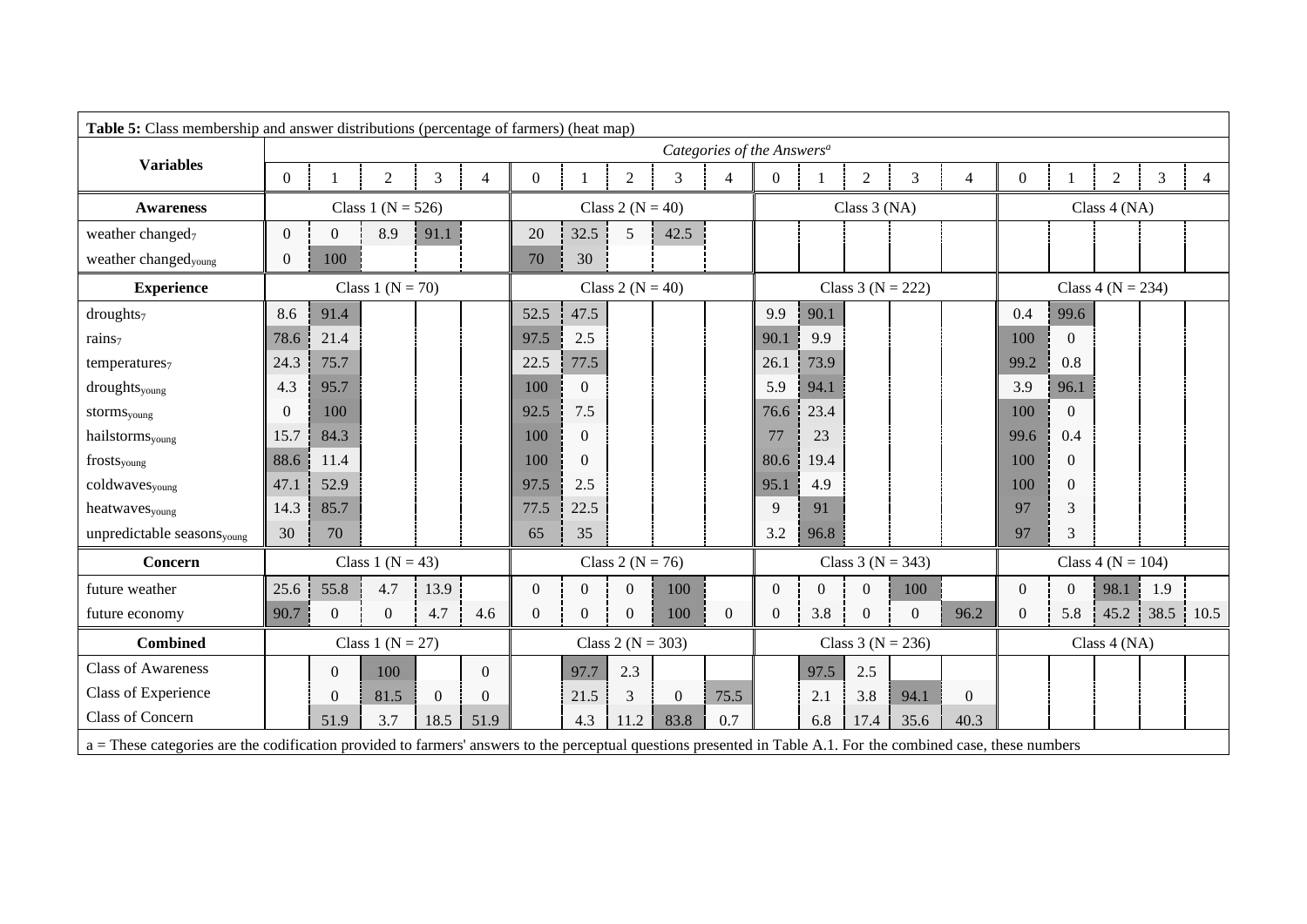**Table 5:** Class membership and answer distributions (percentage of farmers) (heat map)

| Variables | *Categories of the Answers[a]* | | | | | | | | | | | | | | | | | | | |
|---|---|---|---|---|---|---|---|---|---|---|---|---|---|---|---|---|---|---|---|---|
| | 0 | 1 | 2 | 3 | 4 | 0 | 1 | 2 | 3 | 4 | 0 | 1 | 2 | 3 | 4 | 0 | 1 | 2 | 3 | 4 |
| **Awareness** | Class 1 (N = 526) | | | | | Class 2 (N = 40) | | | | | Class 3 (NA) | | | | | Class 4 (NA) | | | | |
| weather changed$_7$ | 0 | 0 | 8.9 | 91.1 | | 20 | 32.5 | 5 | 42.5 | | | | | | | | | | | |
| weather changed$_{young}$ | 0 | 100 | | | | 70 | 30 | | | | | | | | | | | | | |
| **Experience** | Class 1 (N = 70) | | | | | Class 2 (N = 40) | | | | | Class 3 (N = 222) | | | | | Class 4 (N = 234) | | | | |
| droughts$_7$ | 8.6 | 91.4 | | | | 52.5 | 47.5 | | | | 9.9 | 90.1 | | | | 0.4 | 99.6 | | | |
| rains$_7$ | 78.6 | 21.4 | | | | 97.5 | 2.5 | | | | 90.1 | 9.9 | | | | 100 | 0 | | | |
| temperatures$_7$ | 24.3 | 75.7 | | | | 22.5 | 77.5 | | | | 26.1 | 73.9 | | | | 99.2 | 0.8 | | | |
| droughts$_{young}$ | 4.3 | 95.7 | | | | 100 | 0 | | | | 5.9 | 94.1 | | | | 3.9 | 96.1 | | | |
| storms$_{young}$ | 0 | 100 | | | | 92.5 | 7.5 | | | | 76.6 | 23.4 | | | | 100 | 0 | | | |
| hailstorms$_{young}$ | 15.7 | 84.3 | | | | 100 | 0 | | | | 77 | 23 | | | | 99.6 | 0.4 | | | |
| frosts$_{young}$ | 88.6 | 11.4 | | | | 100 | 0 | | | | 80.6 | 19.4 | | | | 100 | 0 | | | |
| coldwaves$_{young}$ | 47.1 | 52.9 | | | | 97.5 | 2.5 | | | | 95.1 | 4.9 | | | | 100 | 0 | | | |
| heatwaves$_{young}$ | 14.3 | 85.7 | | | | 77.5 | 22.5 | | | | 9 | 91 | | | | 97 | 3 | | | |
| unpredictable seasons$_{young}$ | 30 | 70 | | | | 65 | 35 | | | | 3.2 | 96.8 | | | | 97 | 3 | | | |
| **Concern** | Class 1 (N = 43) | | | | | Class 2 (N = 76) | | | | | Class 3 (N = 343) | | | | | Class 4 (N = 104) | | | | |
| future weather | 25.6 | 55.8 | 4.7 | 13.9 | | 0 | 0 | 0 | 100 | | 0 | 0 | 0 | 100 | | 0 | 0 | 98.1 | 1.9 | |
| future economy | 90.7 | 0 | 0 | 4.7 | 4.6 | 0 | 0 | 0 | 100 | 0 | 0 | 3.8 | 0 | 0 | 96.2 | 0 | 5.8 | 45.2 | 38.5 | 10.5 |
| **Combined** | Class 1 (N = 27) | | | | | Class 2 (N = 303) | | | | | Class 3 (N = 236) | | | | | Class 4 (NA) | | | | |
| Class of Awareness | | 0 | 100 | | 0 | | 97.7 | 2.3 | | | | 97.5 | 2.5 | | | | | | | |
| Class of Experience | | 0 | 81.5 | 0 | 0 | | 21.5 | 3 | 0 | 75.5 | | 2.1 | 3.8 | 94.1 | 0 | | | | | |
| Class of Concern | | 51.9 | 3.7 | 18.5 | 51.9 | | 4.3 | 11.2 | 83.8 | 0.7 | | 6.8 | 17.4 | 35.6 | 40.3 | | | | | |

a = These categories are the codification provided to farmers' answers to the perceptual questions presented in Table A.1. For the combined case, these numbers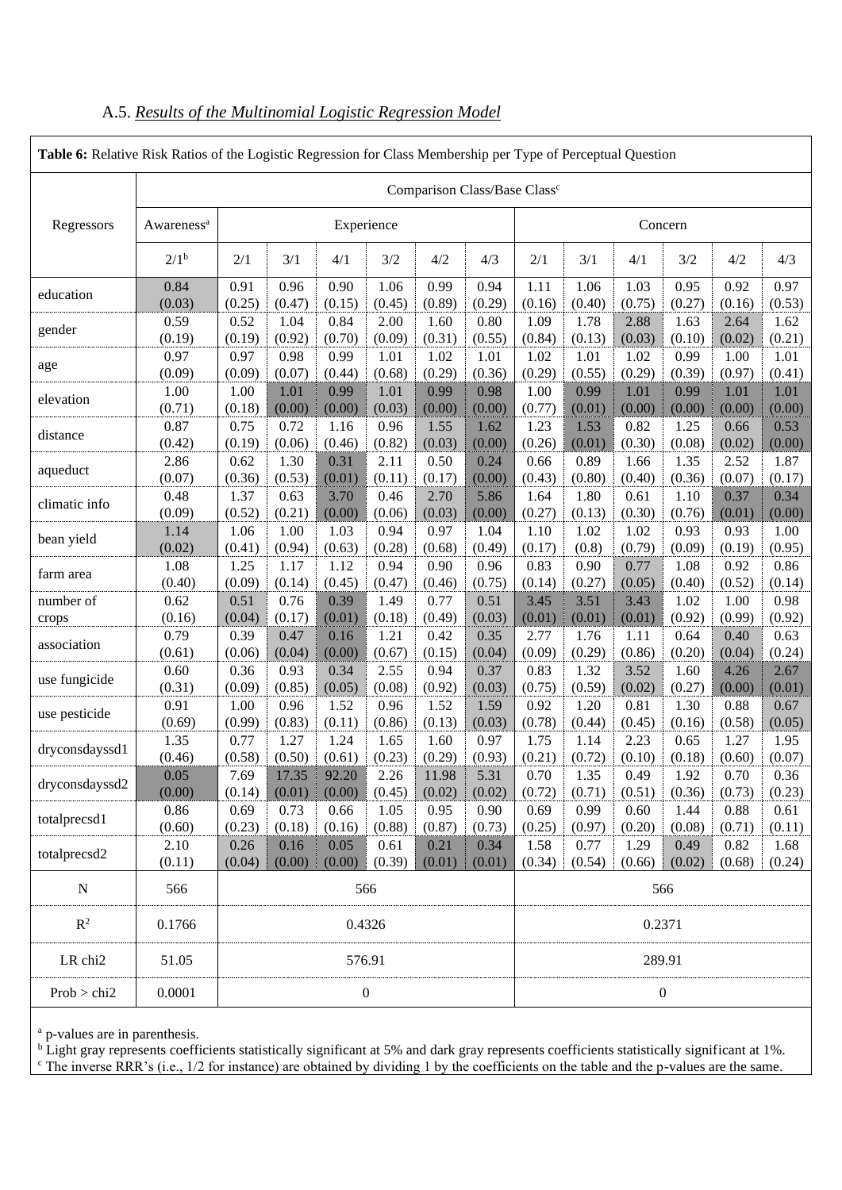A.5. *Results of the Multinomial Logistic Regression Model*

**Table 6:** Relative Risk Ratios of the Logistic Regression for Class Membership per Type of Perceptual Question

| Regressors | Comparison Class/Base Class[c] | | | | | | | | | | | | |
|---|---|---|---|---|---|---|---|---|---|---|---|---|---|
| | Awareness[a] | Experience | | | | | | Concern | | | | | |
| | 2/1[b] | 2/1 | 3/1 | 4/1 | 3/2 | 4/2 | 4/3 | 2/1 | 3/1 | 4/1 | 3/2 | 4/2 | 4/3 |
| education | 0.84 (0.03) | 0.91 (0.25) | 0.96 (0.47) | 0.90 (0.15) | 1.06 (0.45) | 0.99 (0.89) | 0.94 (0.29) | 1.11 (0.16) | 1.06 (0.40) | 1.03 (0.75) | 0.95 (0.27) | 0.92 (0.16) | 0.97 (0.53) |
| gender | 0.59 (0.19) | 0.52 (0.19) | 1.04 (0.92) | 0.84 (0.70) | 2.00 (0.09) | 1.60 (0.31) | 0.80 (0.55) | 1.09 (0.84) | 1.78 (0.13) | 2.88 (0.03) | 1.63 (0.10) | 2.64 (0.02) | 1.62 (0.21) |
| age | 0.97 (0.09) | 0.97 (0.09) | 0.98 (0.07) | 0.99 (0.44) | 1.01 (0.68) | 1.02 (0.29) | 1.01 (0.36) | 1.02 (0.29) | 1.01 (0.55) | 1.02 (0.29) | 0.99 (0.39) | 1.00 (0.97) | 1.01 (0.41) |
| elevation | 1.00 (0.71) | 1.00 (0.18) | 1.01 (0.00) | 0.99 (0.00) | 1.01 (0.03) | 0.99 (0.00) | 0.98 (0.00) | 1.00 (0.77) | 0.99 (0.01) | 1.01 (0.00) | 0.99 (0.00) | 1.01 (0.00) | 1.01 (0.00) |
| distance | 0.87 (0.42) | 0.75 (0.19) | 0.72 (0.06) | 1.16 (0.46) | 0.96 (0.82) | 1.55 (0.03) | 1.62 (0.00) | 1.23 (0.26) | 1.53 (0.01) | 0.82 (0.30) | 1.25 (0.08) | 0.66 (0.02) | 0.53 (0.00) |
| aqueduct | 2.86 (0.07) | 0.62 (0.36) | 1.30 (0.53) | 0.31 (0.01) | 2.11 (0.11) | 0.50 (0.17) | 0.24 (0.00) | 0.66 (0.43) | 0.89 (0.80) | 1.66 (0.40) | 1.35 (0.36) | 2.52 (0.07) | 1.87 (0.17) |
| climatic info | 0.48 (0.09) | 1.37 (0.52) | 0.63 (0.21) | 3.70 (0.00) | 0.46 (0.06) | 2.70 (0.03) | 5.86 (0.00) | 1.64 (0.27) | 1.80 (0.13) | 0.61 (0.30) | 1.10 (0.76) | 0.37 (0.01) | 0.34 (0.00) |
| bean yield | 1.14 (0.02) | 1.06 (0.41) | 1.00 (0.94) | 1.03 (0.63) | 0.94 (0.28) | 0.97 (0.68) | 1.04 (0.49) | 1.10 (0.17) | 1.02 (0.8) | 1.02 (0.79) | 0.93 (0.09) | 0.93 (0.19) | 1.00 (0.95) |
| farm area | 1.08 (0.40) | 1.25 (0.09) | 1.17 (0.14) | 1.12 (0.45) | 0.94 (0.47) | 0.90 (0.46) | 0.96 (0.75) | 0.83 (0.14) | 0.90 (0.27) | 0.77 (0.05) | 1.08 (0.40) | 0.92 (0.52) | 0.86 (0.14) |
| number of crops | 0.62 (0.16) | 0.51 (0.04) | 0.76 (0.17) | 0.39 (0.01) | 1.49 (0.18) | 0.77 (0.49) | 0.51 (0.03) | 3.45 (0.01) | 3.51 (0.01) | 3.43 (0.01) | 1.02 (0.92) | 1.00 (0.99) | 0.98 (0.92) |
| association | 0.79 (0.61) | 0.39 (0.06) | 0.47 (0.04) | 0.16 (0.00) | 1.21 (0.67) | 0.42 (0.15) | 0.35 (0.04) | 2.77 (0.09) | 1.76 (0.29) | 1.11 (0.86) | 0.64 (0.20) | 0.40 (0.04) | 0.63 (0.24) |
| use fungicide | 0.60 (0.31) | 0.36 (0.09) | 0.93 (0.85) | 0.34 (0.05) | 2.55 (0.08) | 0.94 (0.92) | 0.37 (0.03) | 0.83 (0.75) | 1.32 (0.59) | 3.52 (0.02) | 1.60 (0.27) | 4.26 (0.00) | 2.67 (0.01) |
| use pesticide | 0.91 (0.69) | 1.00 (0.99) | 0.96 (0.83) | 1.52 (0.11) | 0.96 (0.86) | 1.52 (0.13) | 1.59 (0.03) | 0.92 (0.78) | 1.20 (0.44) | 0.81 (0.45) | 1.30 (0.16) | 0.88 (0.58) | 0.67 (0.05) |
| dryconsdayssd1 | 1.35 (0.46) | 0.77 (0.58) | 1.27 (0.50) | 1.24 (0.61) | 1.65 (0.23) | 1.60 (0.29) | 0.97 (0.93) | 1.75 (0.21) | 1.14 (0.72) | 2.23 (0.10) | 0.65 (0.18) | 1.27 (0.60) | 1.95 (0.07) |
| dryconsdayssd2 | 0.05 (0.00) | 7.69 (0.14) | 17.35 (0.01) | 92.20 (0.00) | 2.26 (0.45) | 11.98 (0.02) | 5.31 (0.02) | 0.70 (0.72) | 1.35 (0.71) | 0.49 (0.51) | 1.92 (0.36) | 0.70 (0.73) | 0.36 (0.23) |
| totalprecsd1 | 0.86 (0.60) | 0.69 (0.23) | 0.73 (0.18) | 0.66 (0.16) | 1.05 (0.88) | 0.95 (0.87) | 0.90 (0.73) | 0.69 (0.25) | 0.99 (0.97) | 0.60 (0.20) | 1.44 (0.08) | 0.88 (0.71) | 0.61 (0.11) |
| totalprecsd2 | 2.10 (0.11) | 0.26 (0.04) | 0.16 (0.00) | 0.05 (0.00) | 0.61 (0.39) | 0.21 (0.01) | 0.34 (0.01) | 1.58 (0.34) | 0.77 (0.54) | 1.29 (0.66) | 0.49 (0.02) | 0.82 (0.68) | 1.68 (0.24) |
| N | 566 | 566 | | | | | | 566 | | | | | |
| $R^2$ | 0.1766 | 0.4326 | | | | | | 0.2371 | | | | | |
| LR chi2 | 51.05 | 576.91 | | | | | | 289.91 | | | | | |
| Prob > chi2 | 0.0001 | 0 | | | | | | 0 | | | | | |

[a] p-values are in parenthesis.
[b] Light gray represents coefficients statistically significant at 5% and dark gray represents coefficients statistically significant at 1%.
[c] The inverse RRR's (i.e., 1/2 for instance) are obtained by dividing 1 by the coefficients on the table and the p-values are the same.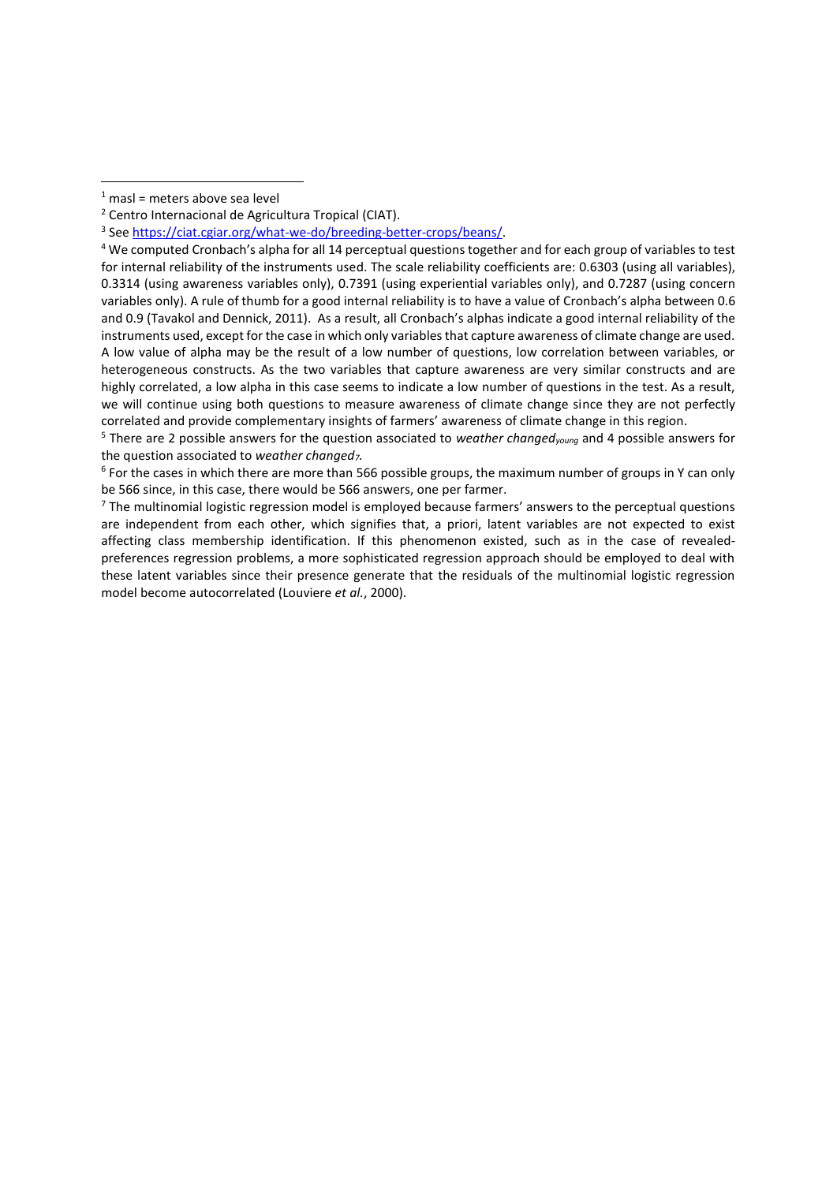[1] masl = meters above sea level

[2] Centro Internacional de Agricultura Tropical (CIAT).

[3] See https://ciat.cgiar.org/what-we-do/breeding-better-crops/beans/.

[4] We computed Cronbach's alpha for all 14 perceptual questions together and for each group of variables to test for internal reliability of the instruments used. The scale reliability coefficients are: 0.6303 (using all variables), 0.3314 (using awareness variables only), 0.7391 (using experiential variables only), and 0.7287 (using concern variables only). A rule of thumb for a good internal reliability is to have a value of Cronbach's alpha between 0.6 and 0.9 (Tavakol and Dennick, 2011). As a result, all Cronbach's alphas indicate a good internal reliability of the instruments used, except for the case in which only variables that capture awareness of climate change are used. A low value of alpha may be the result of a low number of questions, low correlation between variables, or heterogeneous constructs. As the two variables that capture awareness are very similar constructs and are highly correlated, a low alpha in this case seems to indicate a low number of questions in the test. As a result, we will continue using both questions to measure awareness of climate change since they are not perfectly correlated and provide complementary insights of farmers' awareness of climate change in this region.

[5] There are 2 possible answers for the question associated to *weather changed*$_{young}$ and 4 possible answers for the question associated to *weather changed*$_{7}$.

[6] For the cases in which there are more than 566 possible groups, the maximum number of groups in Y can only be 566 since, in this case, there would be 566 answers, one per farmer.

[7] The multinomial logistic regression model is employed because farmers' answers to the perceptual questions are independent from each other, which signifies that, a priori, latent variables are not expected to exist affecting class membership identification. If this phenomenon existed, such as in the case of revealed-preferences regression problems, a more sophisticated regression approach should be employed to deal with these latent variables since their presence generate that the residuals of the multinomial logistic regression model become autocorrelated (Louviere *et al.*, 2000).